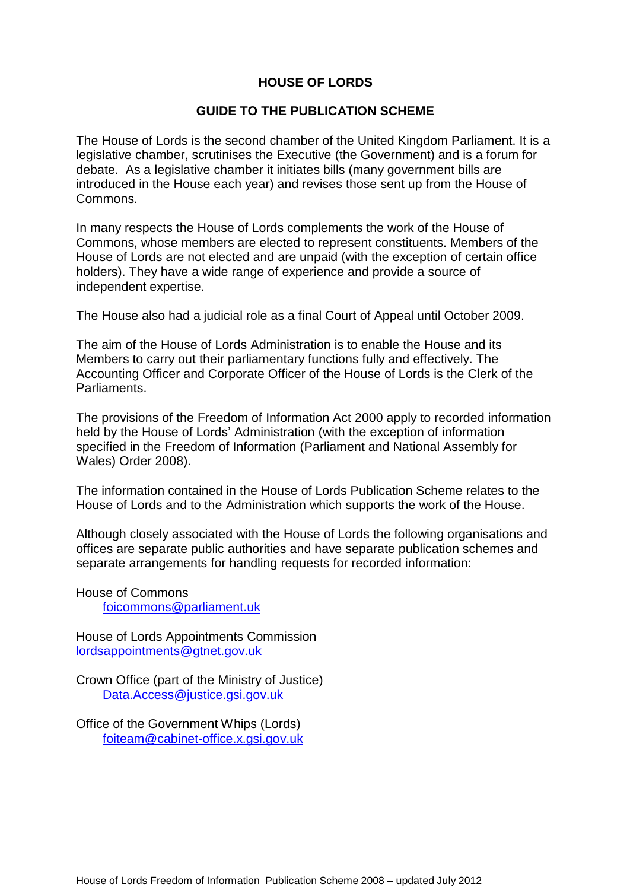# HOUSE OF LORDS

## GUIDE TO THE PUBLICATION SCHEME

The House of Lords is the second chamber of the United Kingdom Parliament. It is a legislative chamber, scrutinises the Executive (the Government) and is a forum for debate. As a legislative chamber it initiates bills (many government bills are introduced in the House each year) and revises those sent up from the House of Commons.

In many respects the House of Lords complements the work of the House of Commons, whose members are elected to represent constituents. Members of the House of Lords are not elected and are unpaid (with the exception of certain office holders). They have a wide range of experience and provide a source of independent expertise.

The House also had a judicial role as a final Court of Appeal until October 2009.

The aim of the House of Lords Administration is to enable the House and its Members to carry out their parliamentary functions fully and effectively. The Accounting Officer and Corporate Officer of the House of Lords is the Clerk of the Parliaments.

The provisions of the Freedom of Information Act 2000 apply to recorded information held by the House of Lords' Administration (with the exception of information specified in the Freedom of Information (Parliament and National Assembly for Wales) Order 2008).

The information contained in the House of Lords Publication Scheme relates to the House of Lords and to the Administration which supports the work of the House.

Although closely associated with the House of Lords the following organisations and offices are separate public authorities and have separate publication schemes and separate arrangements for handling requests for recorded information:

House of Commons
foicommons@parliament.uk

House of Lords Appointments Commission
lordsappointments@gtnet.gov.uk

Crown Office (part of the Ministry of Justice)
Data.Access@justice.gsi.gov.uk

Office of the Government Whips (Lords)
foiteam@cabinet-office.x.gsi.gov.uk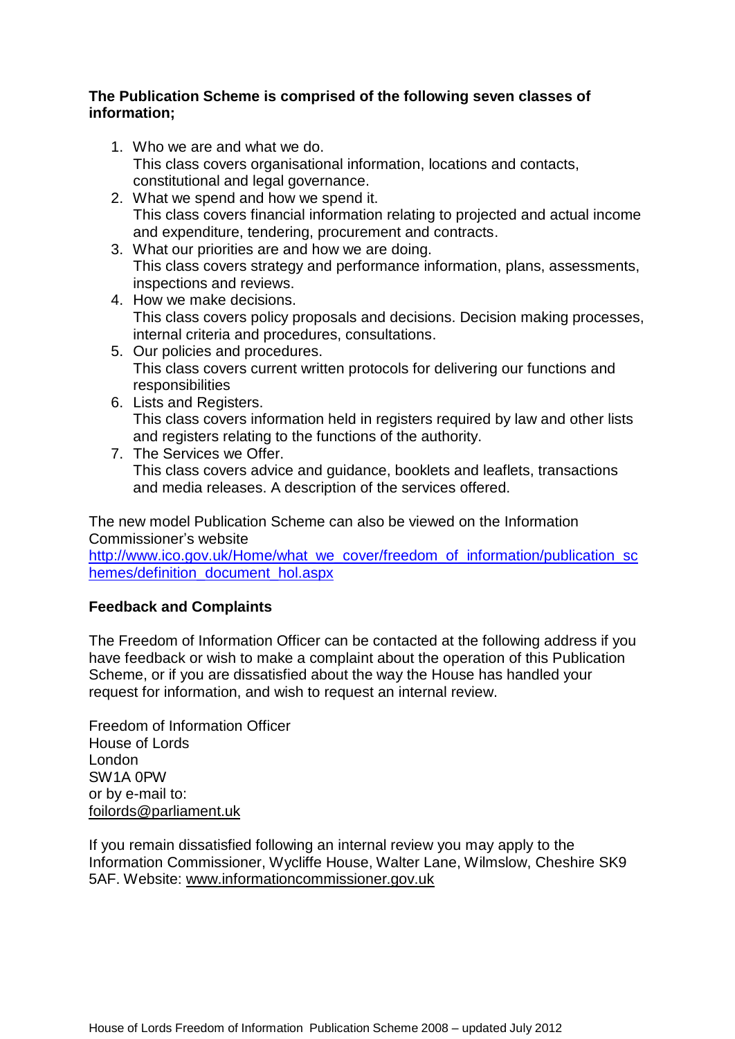**The Publication Scheme is comprised of the following seven classes of information;**

1. Who we are and what we do.
   This class covers organisational information, locations and contacts, constitutional and legal governance.
2. What we spend and how we spend it.
   This class covers financial information relating to projected and actual income and expenditure, tendering, procurement and contracts.
3. What our priorities are and how we are doing.
   This class covers strategy and performance information, plans, assessments, inspections and reviews.
4. How we make decisions.
   This class covers policy proposals and decisions. Decision making processes, internal criteria and procedures, consultations.
5. Our policies and procedures.
   This class covers current written protocols for delivering our functions and responsibilities
6. Lists and Registers.
   This class covers information held in registers required by law and other lists and registers relating to the functions of the authority.
7. The Services we Offer.
   This class covers advice and guidance, booklets and leaflets, transactions and media releases. A description of the services offered.

The new model Publication Scheme can also be viewed on the Information Commissioner's website
http://www.ico.gov.uk/Home/what_we_cover/freedom_of_information/publication_schemes/definition_document_hol.aspx

**Feedback and Complaints**

The Freedom of Information Officer can be contacted at the following address if you have feedback or wish to make a complaint about the operation of this Publication Scheme, or if you are dissatisfied about the way the House has handled your request for information, and wish to request an internal review.

Freedom of Information Officer
House of Lords
London
SW1A 0PW
or by e-mail to:
foilords@parliament.uk

If you remain dissatisfied following an internal review you may apply to the Information Commissioner, Wycliffe House, Walter Lane, Wilmslow, Cheshire SK9 5AF. Website: www.informationcommissioner.gov.uk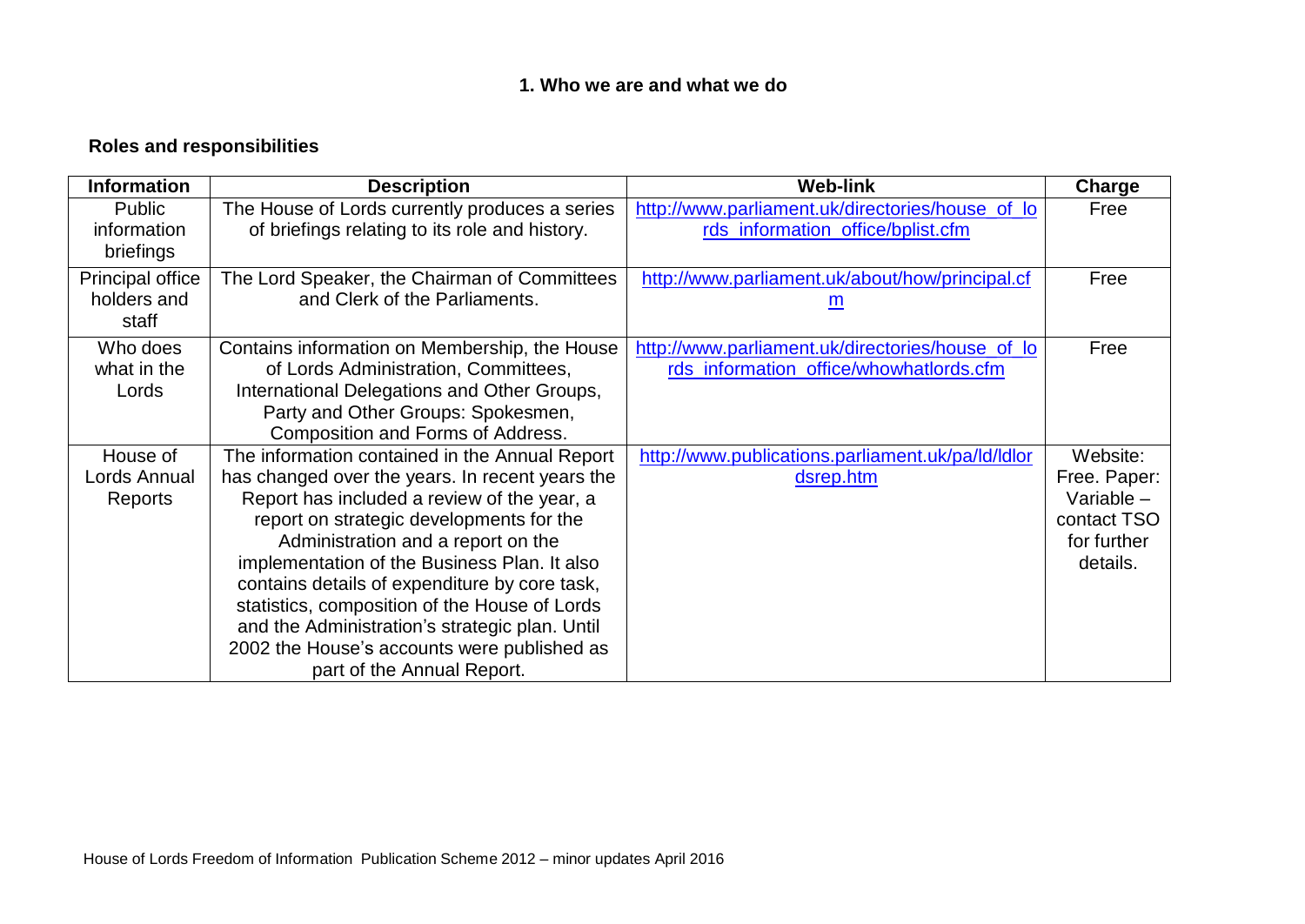## 1. Who we are and what we do

### Roles and responsibilities

| Information | Description | Web-link | Charge |
|---|---|---|---|
| Public information briefings | The House of Lords currently produces a series of briefings relating to its role and history. | http://www.parliament.uk/directories/house_of_lords_information_office/bplist.cfm | Free |
| Principal office holders and staff | The Lord Speaker, the Chairman of Committees and Clerk of the Parliaments. | http://www.parliament.uk/about/how/principal.cfm | Free |
| Who does what in the Lords | Contains information on Membership, the House of Lords Administration, Committees, International Delegations and Other Groups, Party and Other Groups: Spokesmen, Composition and Forms of Address. | http://www.parliament.uk/directories/house_of_lords_information_office/whowhatlords.cfm | Free |
| House of Lords Annual Reports | The information contained in the Annual Report has changed over the years. In recent years the Report has included a review of the year, a report on strategic developments for the Administration and a report on the implementation of the Business Plan. It also contains details of expenditure by core task, statistics, composition of the House of Lords and the Administration's strategic plan. Until 2002 the House's accounts were published as part of the Annual Report. | http://www.publications.parliament.uk/pa/ld/ldlordsrep.htm | Website: Free. Paper: Variable – contact TSO for further details. |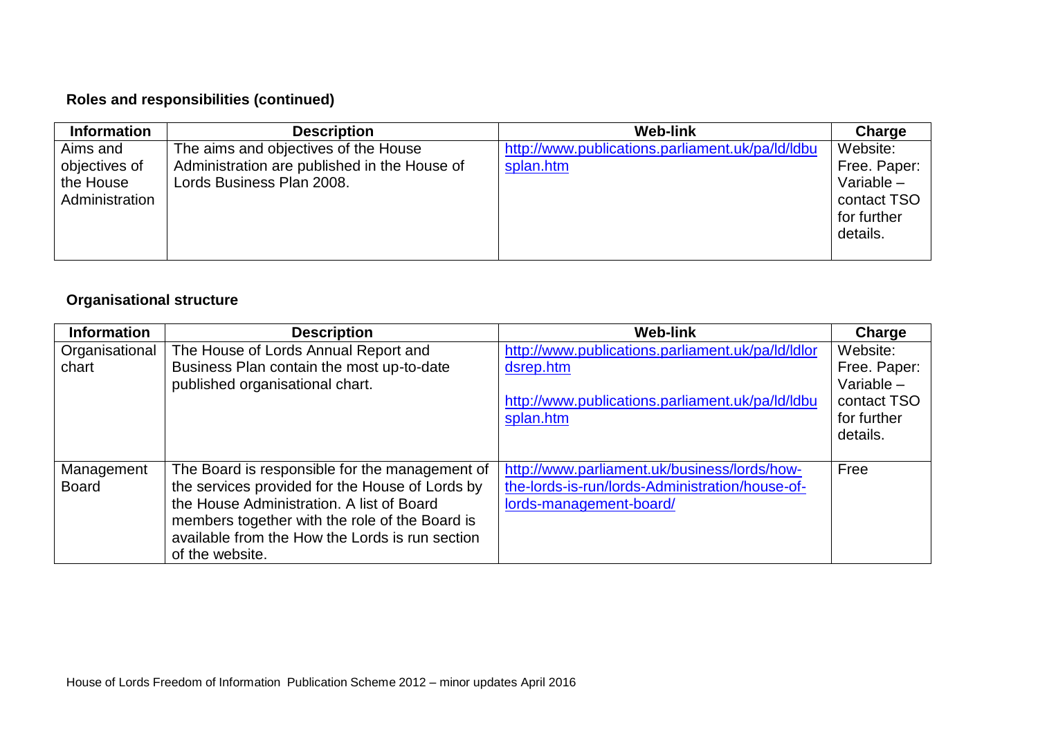### Roles and responsibilities (continued)

| Information | Description | Web-link | Charge |
|---|---|---|---|
| Aims and objectives of the House Administration | The aims and objectives of the House Administration are published in the House of Lords Business Plan 2008. | http://www.publications.parliament.uk/pa/ld/ldbusplan.htm | Website: Free. Paper: Variable – contact TSO for further details. |

### Organisational structure

| Information | Description | Web-link | Charge |
|---|---|---|---|
| Organisational chart | The House of Lords Annual Report and Business Plan contain the most up-to-date published organisational chart. | http://www.publications.parliament.uk/pa/ld/ldlordsrep.htm<br><br>http://www.publications.parliament.uk/pa/ld/ldbusplan.htm | Website: Free. Paper: Variable – contact TSO for further details. |
| Management Board | The Board is responsible for the management of the services provided for the House of Lords by the House Administration. A list of Board members together with the role of the Board is available from the How the Lords is run section of the website. | http://www.parliament.uk/business/lords/how-the-lords-is-run/lords-Administration/house-of-lords-management-board/ | Free |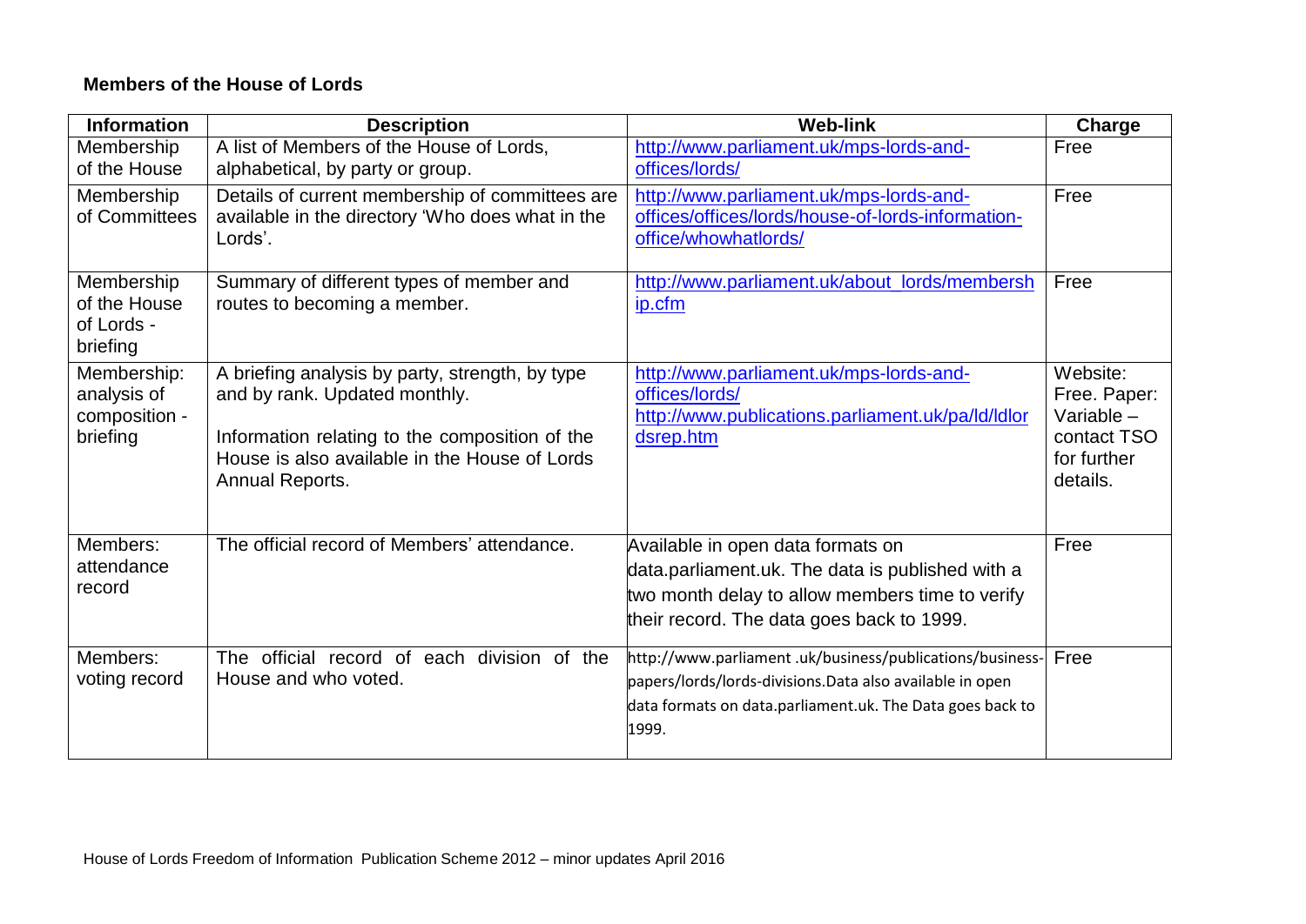**Members of the House of Lords**

| Information | Description | Web-link | Charge |
|---|---|---|---|
| Membership of the House | A list of Members of the House of Lords, alphabetical, by party or group. | http://www.parliament.uk/mps-lords-and-offices/lords/ | Free |
| Membership of Committees | Details of current membership of committees are available in the directory 'Who does what in the Lords'. | http://www.parliament.uk/mps-lords-and-offices/offices/lords/house-of-lords-information-office/whowhatlords/ | Free |
| Membership of the House of Lords - briefing | Summary of different types of member and routes to becoming a member. | http://www.parliament.uk/about_lords/membership.cfm | Free |
| Membership: analysis of composition - briefing | A briefing analysis by party, strength, by type and by rank. Updated monthly.<br><br>Information relating to the composition of the House is also available in the House of Lords Annual Reports. | http://www.parliament.uk/mps-lords-and-offices/lords/<br>http://www.publications.parliament.uk/pa/ld/ldlordsrep.htm | Website: Free. Paper: Variable – contact TSO for further details. |
| Members: attendance record | The official record of Members' attendance. | Available in open data formats on data.parliament.uk. The data is published with a two month delay to allow members time to verify their record. The data goes back to 1999. | Free |
| Members: voting record | The official record of each division of the House and who voted. | http://www.parliament .uk/business/publications/business-papers/lords/lords-divisions.Data also available in open data formats on data.parliament.uk. The Data goes back to 1999. | Free |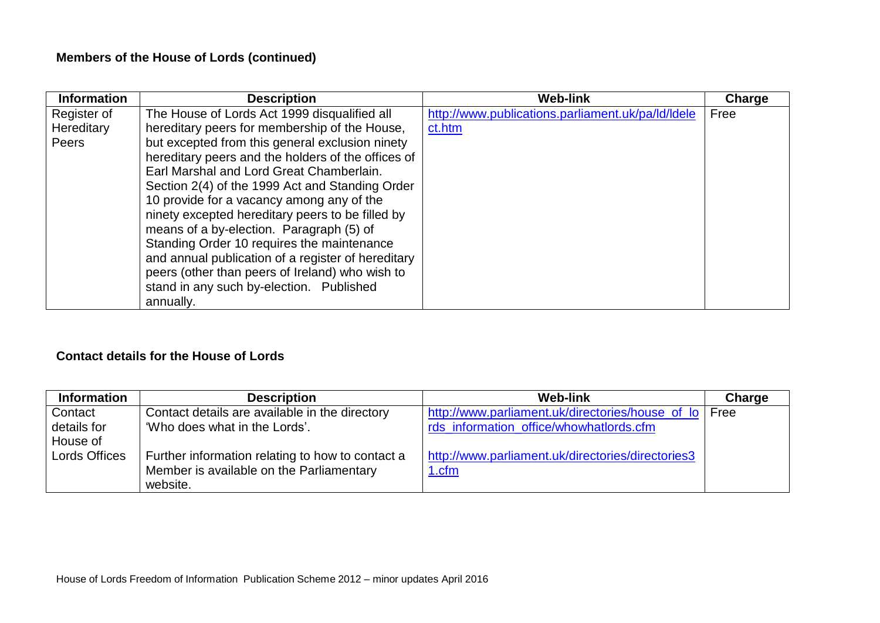## Members of the House of Lords (continued)

| Information | Description | Web-link | Charge |
|---|---|---|---|
| Register of Hereditary Peers | The House of Lords Act 1999 disqualified all hereditary peers for membership of the House, but excepted from this general exclusion ninety hereditary peers and the holders of the offices of Earl Marshal and Lord Great Chamberlain. Section 2(4) of the 1999 Act and Standing Order 10 provide for a vacancy among any of the ninety excepted hereditary peers to be filled by means of a by-election. Paragraph (5) of Standing Order 10 requires the maintenance and annual publication of a register of hereditary peers (other than peers of Ireland) who wish to stand in any such by-election. Published annually. | http://www.publications.parliament.uk/pa/ld/ldelect.htm | Free |

## Contact details for the House of Lords

| Information | Description | Web-link | Charge |
|---|---|---|---|
| Contact details for House of Lords Offices | Contact details are available in the directory 'Who does what in the Lords'.<br><br>Further information relating to how to contact a Member is available on the Parliamentary website. | http://www.parliament.uk/directories/house_of_lords_information_office/whowhatlords.cfm<br><br>http://www.parliament.uk/directories/directories31.cfm | Free |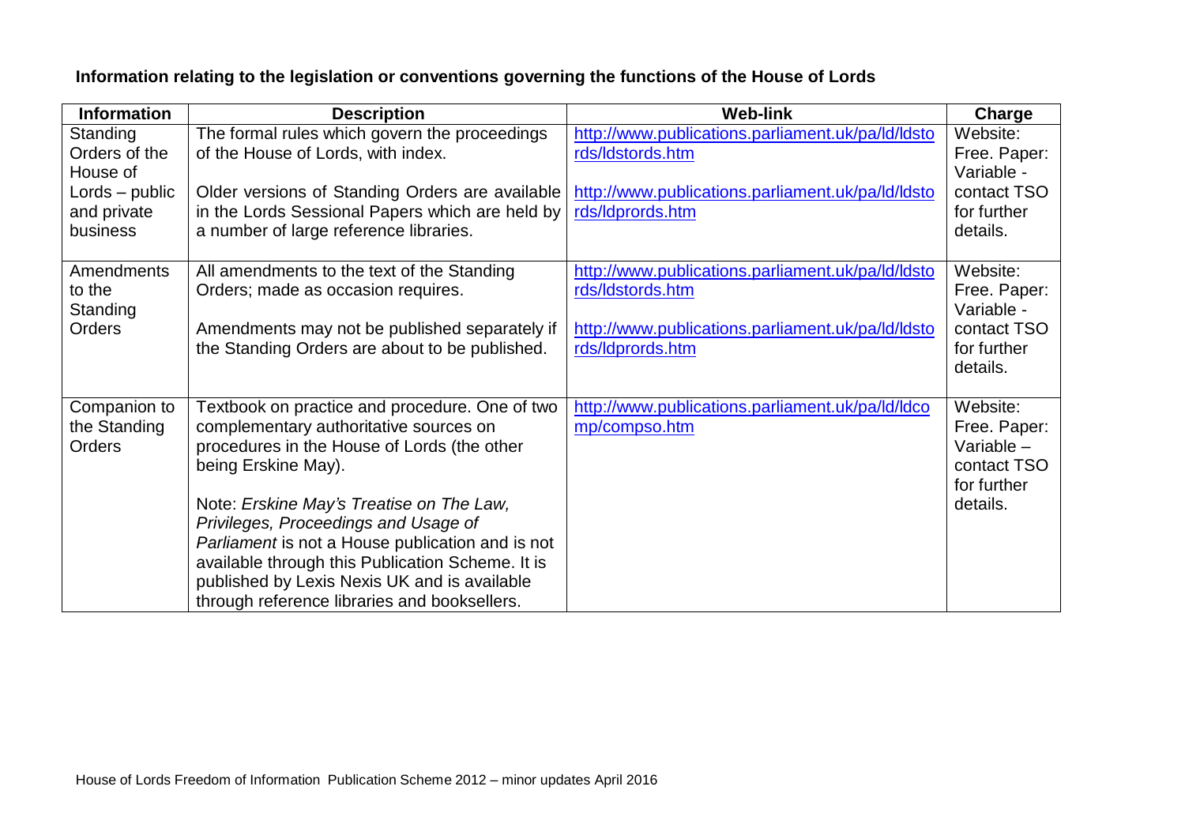**Information relating to the legislation or conventions governing the functions of the House of Lords**

| Information | Description | Web-link | Charge |
|---|---|---|---|
| Standing Orders of the House of Lords – public and private business | The formal rules which govern the proceedings of the House of Lords, with index.<br><br>Older versions of Standing Orders are available in the Lords Sessional Papers which are held by a number of large reference libraries. | http://www.publications.parliament.uk/pa/ld/ldstords/ldstords.htm<br><br>http://www.publications.parliament.uk/pa/ld/ldstords/ldprords.htm | Website: Free. Paper: Variable - contact TSO for further details. |
| Amendments to the Standing Orders | All amendments to the text of the Standing Orders; made as occasion requires.<br><br>Amendments may not be published separately if the Standing Orders are about to be published. | http://www.publications.parliament.uk/pa/ld/ldstords/ldstords.htm<br><br>http://www.publications.parliament.uk/pa/ld/ldstords/ldprords.htm | Website: Free. Paper: Variable - contact TSO for further details. |
| Companion to the Standing Orders | Textbook on practice and procedure. One of two complementary authoritative sources on procedures in the House of Lords (the other being Erskine May).<br><br>Note: *Erskine May's Treatise on The Law, Privileges, Proceedings and Usage of Parliament* is not a House publication and is not available through this Publication Scheme. It is published by Lexis Nexis UK and is available through reference libraries and booksellers. | http://www.publications.parliament.uk/pa/ld/ldcomp/compso.htm | Website: Free. Paper: Variable – contact TSO for further details. |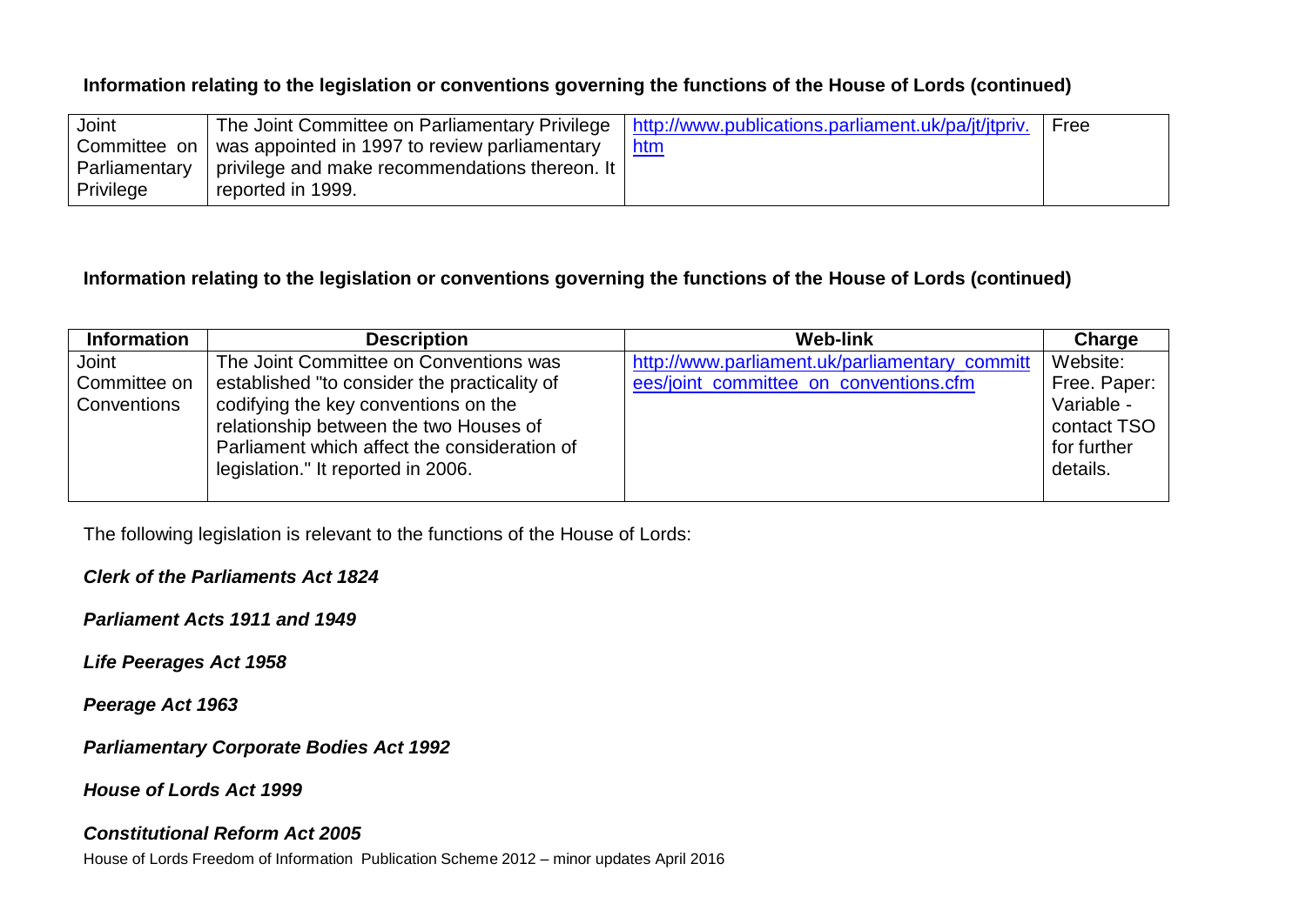**Information relating to the legislation or conventions governing the functions of the House of Lords (continued)**

| | | | |
|---|---|---|---|
| Joint Committee on Parliamentary Privilege | The Joint Committee on Parliamentary Privilege was appointed in 1997 to review parliamentary privilege and make recommendations thereon. It reported in 1999. | http://www.publications.parliament.uk/pa/jt/jtpriv.htm | Free |

**Information relating to the legislation or conventions governing the functions of the House of Lords (continued)**

| Information | Description | Web-link | Charge |
|---|---|---|---|
| Joint Committee on Conventions | The Joint Committee on Conventions was established "to consider the practicality of codifying the key conventions on the relationship between the two Houses of Parliament which affect the consideration of legislation." It reported in 2006. | http://www.parliament.uk/parliamentary_committees/joint_committee_on_conventions.cfm | Website: Free. Paper: Variable - contact TSO for further details. |

The following legislation is relevant to the functions of the House of Lords:

***Clerk of the Parliaments Act 1824***

***Parliament Acts 1911 and 1949***

***Life Peerages Act 1958***

***Peerage Act 1963***

***Parliamentary Corporate Bodies Act 1992***

***House of Lords Act 1999***

***Constitutional Reform Act 2005***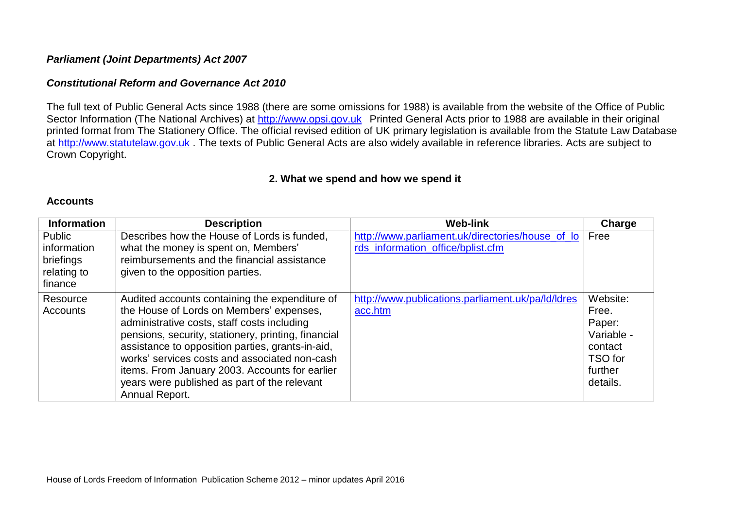***Parliament (Joint Departments) Act 2007***

***Constitutional Reform and Governance Act 2010***

The full text of Public General Acts since 1988 (there are some omissions for 1988) is available from the website of the Office of Public Sector Information (The National Archives) at http://www.opsi.gov.uk Printed General Acts prior to 1988 are available in their original printed format from The Stationery Office. The official revised edition of UK primary legislation is available from the Statute Law Database at http://www.statutelaw.gov.uk . The texts of Public General Acts are also widely available in reference libraries. Acts are subject to Crown Copyright.

## 2. What we spend and how we spend it

### Accounts

| Information | Description | Web-link | Charge |
| --- | --- | --- | --- |
| Public information briefings relating to finance | Describes how the House of Lords is funded, what the money is spent on, Members' reimbursements and the financial assistance given to the opposition parties. | http://www.parliament.uk/directories/house_of_lords_information_office/bplist.cfm | Free |
| Resource Accounts | Audited accounts containing the expenditure of the House of Lords on Members' expenses, administrative costs, staff costs including pensions, security, stationery, printing, financial assistance to opposition parties, grants-in-aid, works' services costs and associated non-cash items. From January 2003. Accounts for earlier years were published as part of the relevant Annual Report. | http://www.publications.parliament.uk/pa/ld/ldresacc.htm | Website: Free. Paper: Variable - contact TSO for further details. |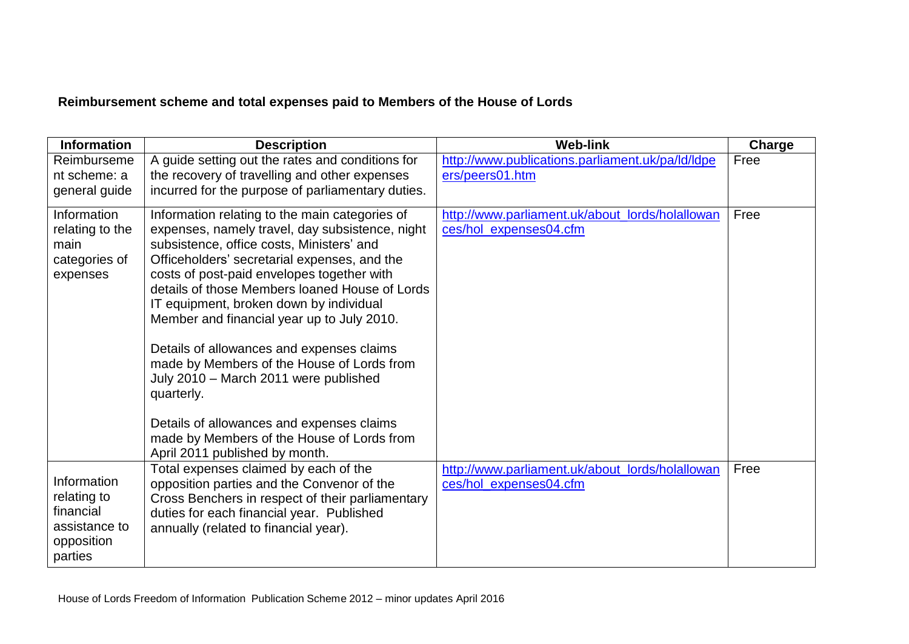**Reimbursement scheme and total expenses paid to Members of the House of Lords**

| Information | Description | Web-link | Charge |
|---|---|---|---|
| Reimbursement scheme: a general guide | A guide setting out the rates and conditions for the recovery of travelling and other expenses incurred for the purpose of parliamentary duties. | http://www.publications.parliament.uk/pa/ld/ldpeers/peers01.htm | Free |
| Information relating to the main categories of expenses | Information relating to the main categories of expenses, namely travel, day subsistence, night subsistence, office costs, Ministers' and Officeholders' secretarial expenses, and the costs of post-paid envelopes together with details of those Members loaned House of Lords IT equipment, broken down by individual Member and financial year up to July 2010.<br><br>Details of allowances and expenses claims made by Members of the House of Lords from July 2010 – March 2011 were published quarterly.<br><br>Details of allowances and expenses claims made by Members of the House of Lords from April 2011 published by month. | http://www.parliament.uk/about_lords/holallowances/hol_expenses04.cfm | Free |
| Information relating to financial assistance to opposition parties | Total expenses claimed by each of the opposition parties and the Convenor of the Cross Benchers in respect of their parliamentary duties for each financial year. Published annually (related to financial year). | http://www.parliament.uk/about_lords/holallowances/hol_expenses04.cfm | Free |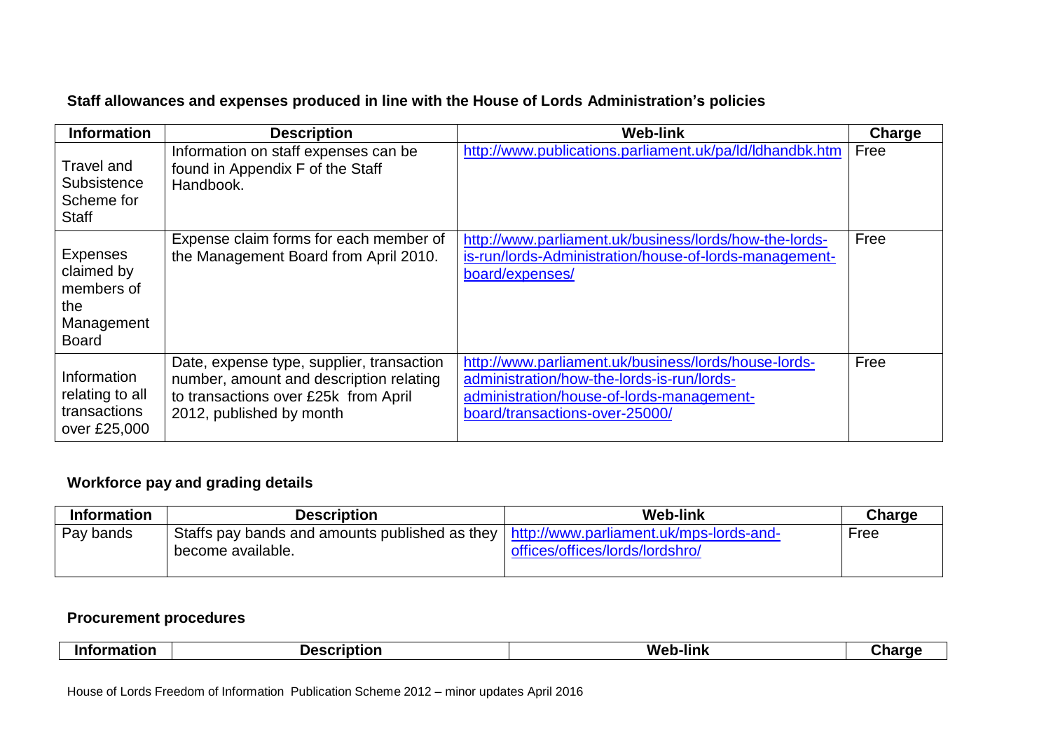### Staff allowances and expenses produced in line with the House of Lords Administration's policies

| Information | Description | Web-link | Charge |
|---|---|---|---|
| Travel and Subsistence Scheme for Staff | Information on staff expenses can be found in Appendix F of the Staff Handbook. | http://www.publications.parliament.uk/pa/ld/ldhandbk.htm | Free |
| Expenses claimed by members of the Management Board | Expense claim forms for each member of the Management Board from April 2010. | http://www.parliament.uk/business/lords/how-the-lords-is-run/lords-Administration/house-of-lords-management-board/expenses/ | Free |
| Information relating to all transactions over £25,000 | Date, expense type, supplier, transaction number, amount and description relating to transactions over £25k from April 2012, published by month | http://www.parliament.uk/business/lords/house-lords-administration/how-the-lords-is-run/lords-administration/house-of-lords-management-board/transactions-over-25000/ | Free |

### Workforce pay and grading details

| Information | Description | Web-link | Charge |
|---|---|---|---|
| Pay bands | Staffs pay bands and amounts published as they become available. | http://www.parliament.uk/mps-lords-and-offices/offices/lords/lordshro/ | Free |

### Procurement procedures

| Information | Description | Web-link | Charge |
|---|---|---|---|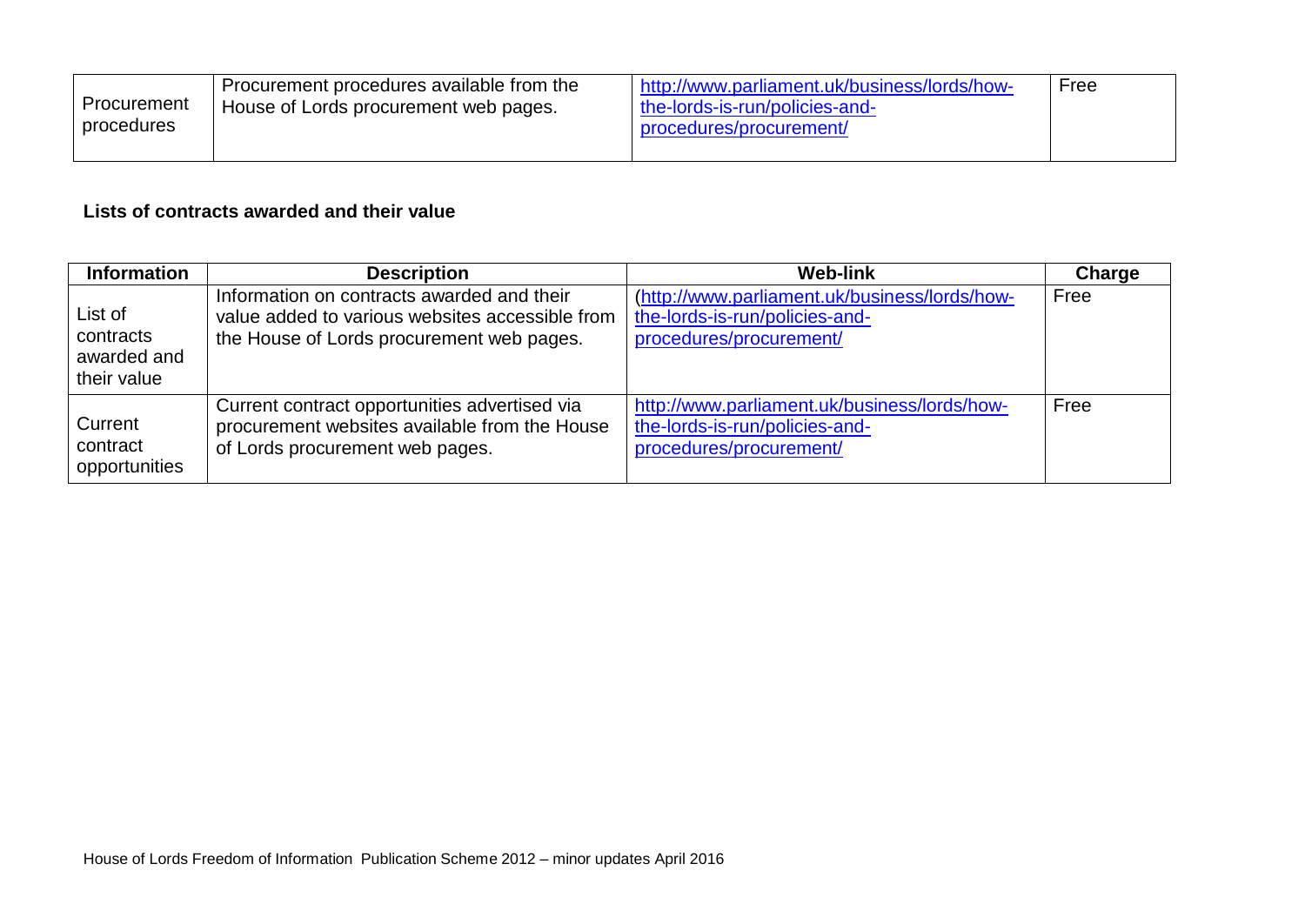| Procurement procedures | Procurement procedures available from the House of Lords procurement web pages. | http://www.parliament.uk/business/lords/how-the-lords-is-run/policies-and-procedures/procurement/ | Free |
| --- | --- | --- | --- |

**Lists of contracts awarded and their value**

| Information | Description | Web-link | Charge |
| --- | --- | --- | --- |
| List of contracts awarded and their value | Information on contracts awarded and their value added to various websites accessible from the House of Lords procurement web pages. | (http://www.parliament.uk/business/lords/how-the-lords-is-run/policies-and-procedures/procurement/ | Free |
| Current contract opportunities | Current contract opportunities advertised via procurement websites available from the House of Lords procurement web pages. | http://www.parliament.uk/business/lords/how-the-lords-is-run/policies-and-procedures/procurement/ | Free |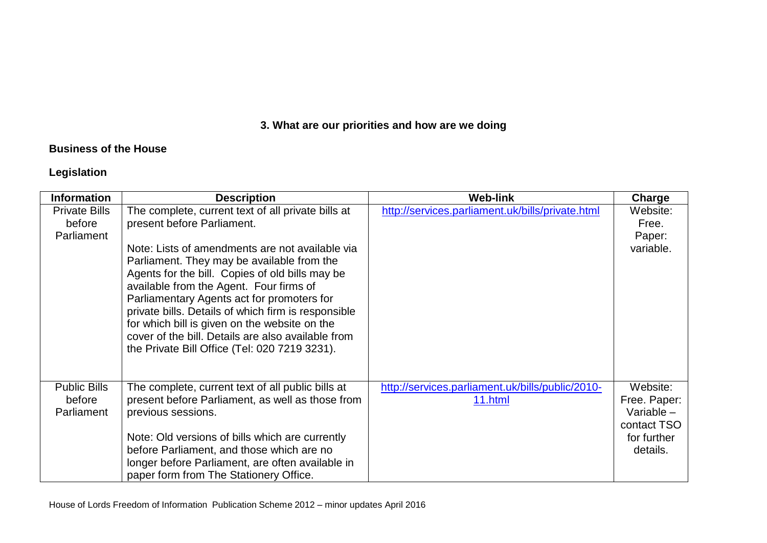## 3. What are our priorities and how are we doing

### Business of the House

### Legislation

| Information | Description | Web-link | Charge |
| --- | --- | --- | --- |
| Private Bills before Parliament | The complete, current text of all private bills at present before Parliament.<br><br>Note: Lists of amendments are not available via Parliament. They may be available from the Agents for the bill. Copies of old bills may be available from the Agent. Four firms of Parliamentary Agents act for promoters for private bills. Details of which firm is responsible for which bill is given on the website on the cover of the bill. Details are also available from the Private Bill Office (Tel: 020 7219 3231). | http://services.parliament.uk/bills/private.html | Website: Free. Paper: variable. |
| Public Bills before Parliament | The complete, current text of all public bills at present before Parliament, as well as those from previous sessions.<br><br>Note: Old versions of bills which are currently before Parliament, and those which are no longer before Parliament, are often available in paper form from The Stationery Office. | http://services.parliament.uk/bills/public/2010-11.html | Website: Free. Paper: Variable – contact TSO for further details. |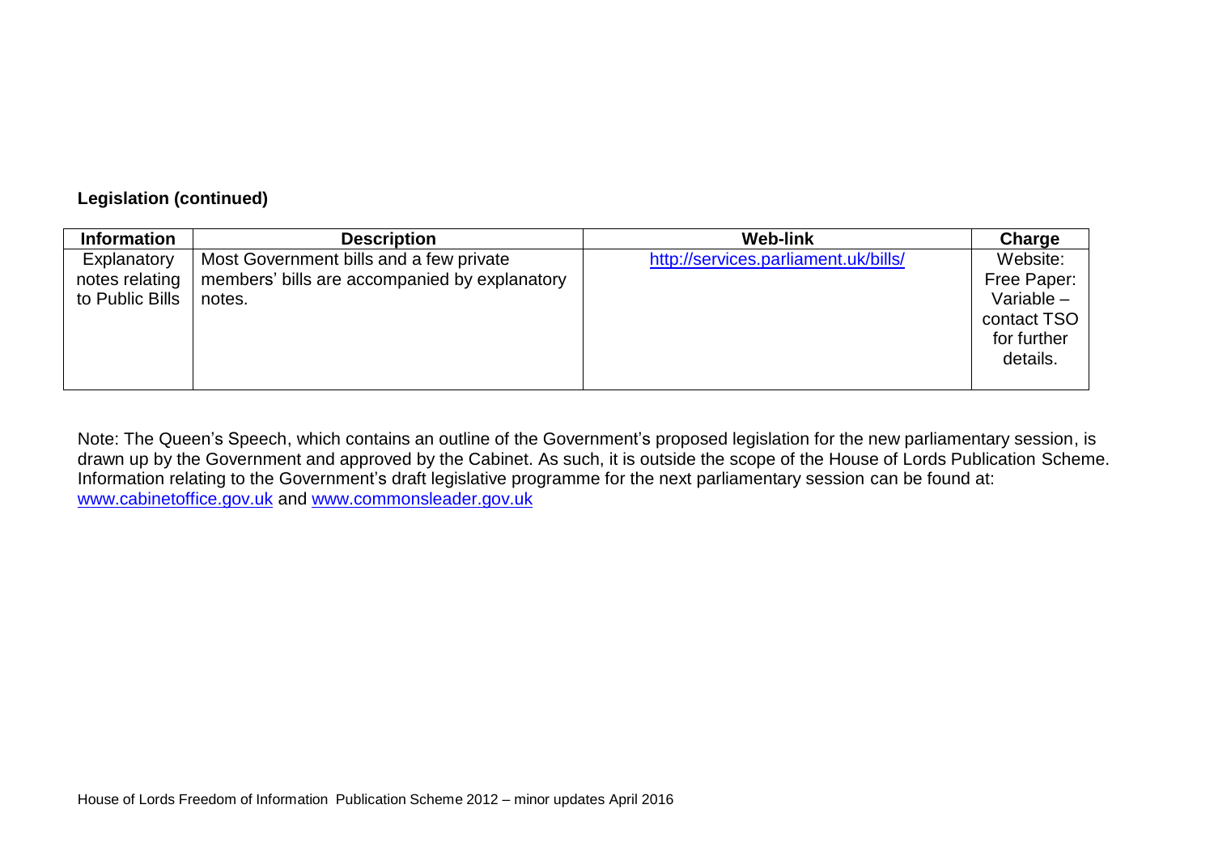**Legislation (continued)**

| Information | Description | Web-link | Charge |
|---|---|---|---|
| Explanatory notes relating to Public Bills | Most Government bills and a few private members' bills are accompanied by explanatory notes. | http://services.parliament.uk/bills/ | Website: Free Paper: Variable – contact TSO for further details. |

Note: The Queen's Speech, which contains an outline of the Government's proposed legislation for the new parliamentary session, is drawn up by the Government and approved by the Cabinet. As such, it is outside the scope of the House of Lords Publication Scheme. Information relating to the Government's draft legislative programme for the next parliamentary session can be found at: www.cabinetoffice.gov.uk and www.commonsleader.gov.uk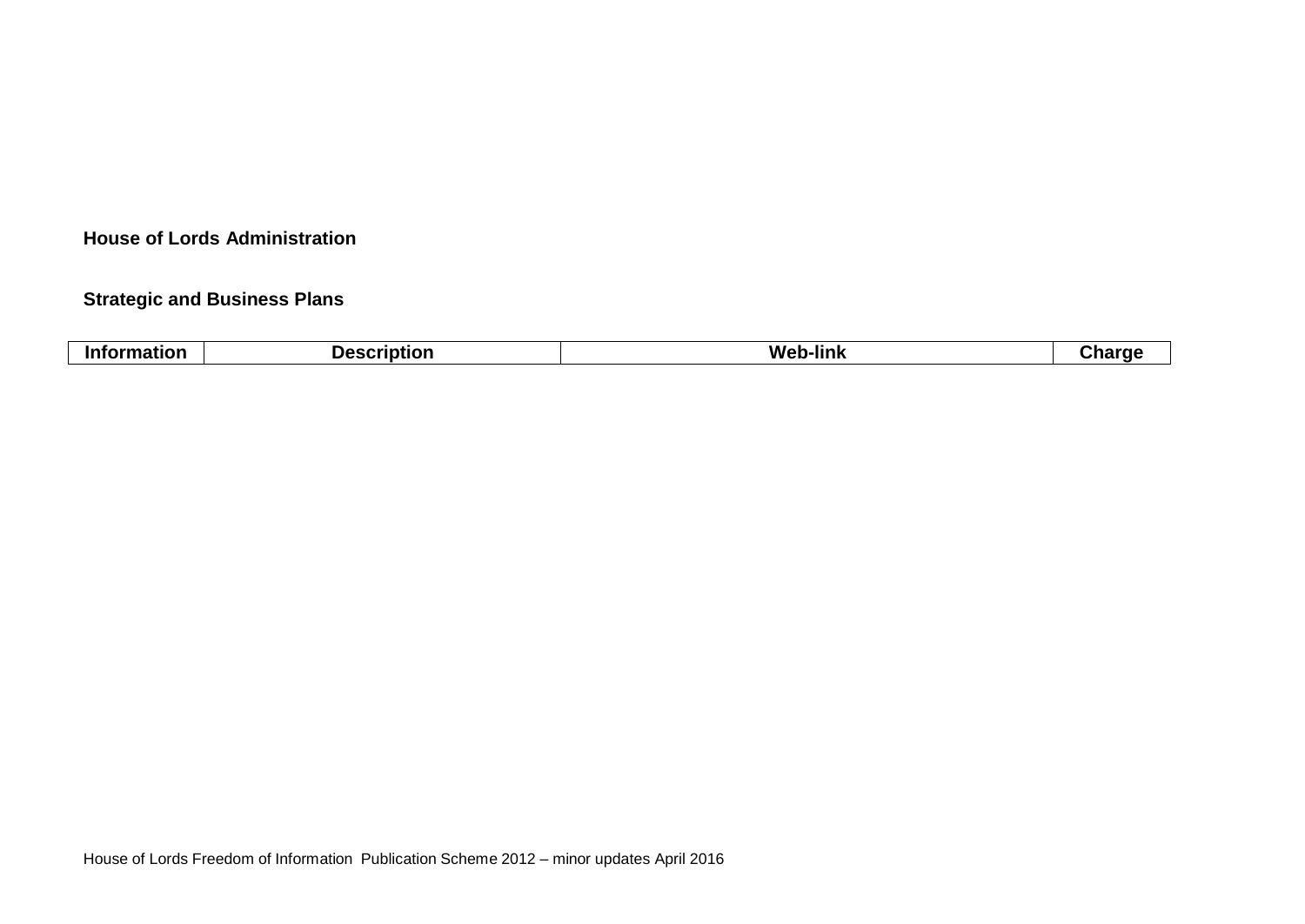**House of Lords Administration**

**Strategic and Business Plans**

| Information | Description | Web-link | Charge |
|---|---|---|---|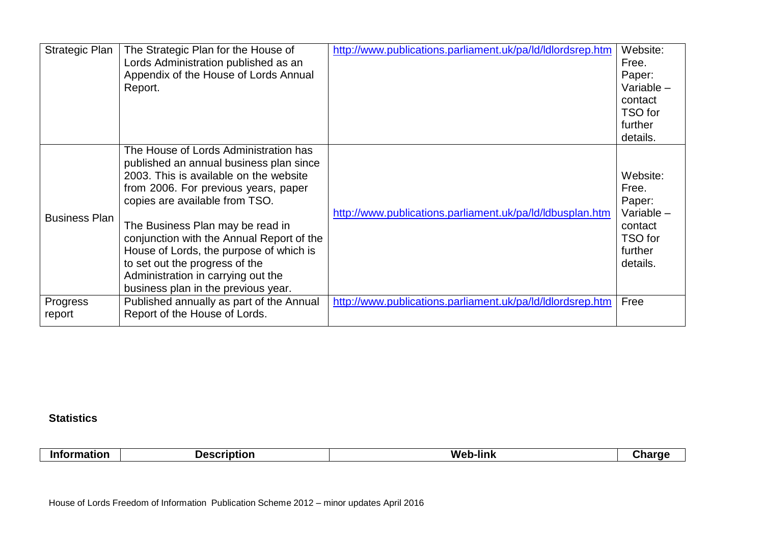| Strategic Plan | The Strategic Plan for the House of Lords Administration published as an Appendix of the House of Lords Annual Report. | http://www.publications.parliament.uk/pa/ld/ldlordsrep.htm | Website: Free. Paper: Variable – contact TSO for further details. |
|---|---|---|---|
| Business Plan | The House of Lords Administration has published an annual business plan since 2003. This is available on the website from 2006. For previous years, paper copies are available from TSO.<br><br>The Business Plan may be read in conjunction with the Annual Report of the House of Lords, the purpose of which is to set out the progress of the Administration in carrying out the business plan in the previous year. | http://www.publications.parliament.uk/pa/ld/ldbusplan.htm | Website: Free. Paper: Variable – contact TSO for further details. |
| Progress report | Published annually as part of the Annual Report of the House of Lords. | http://www.publications.parliament.uk/pa/ld/ldlordsrep.htm | Free |

**Statistics**

| Information | Description | Web-link | Charge |
|---|---|---|---|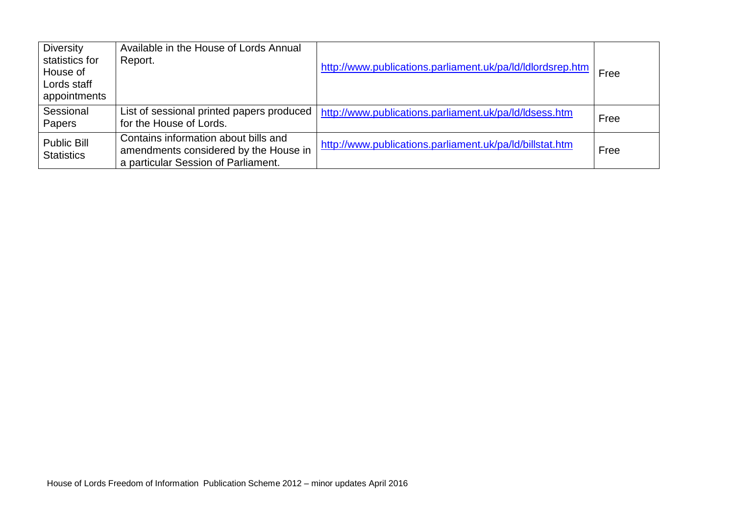| Diversity statistics for House of Lords staff appointments | Available in the House of Lords Annual Report. | http://www.publications.parliament.uk/pa/ld/ldlordsrep.htm | Free |
| --- | --- | --- | --- |
| Sessional Papers | List of sessional printed papers produced for the House of Lords. | http://www.publications.parliament.uk/pa/ld/ldsess.htm | Free |
| Public Bill Statistics | Contains information about bills and amendments considered by the House in a particular Session of Parliament. | http://www.publications.parliament.uk/pa/ld/billstat.htm | Free |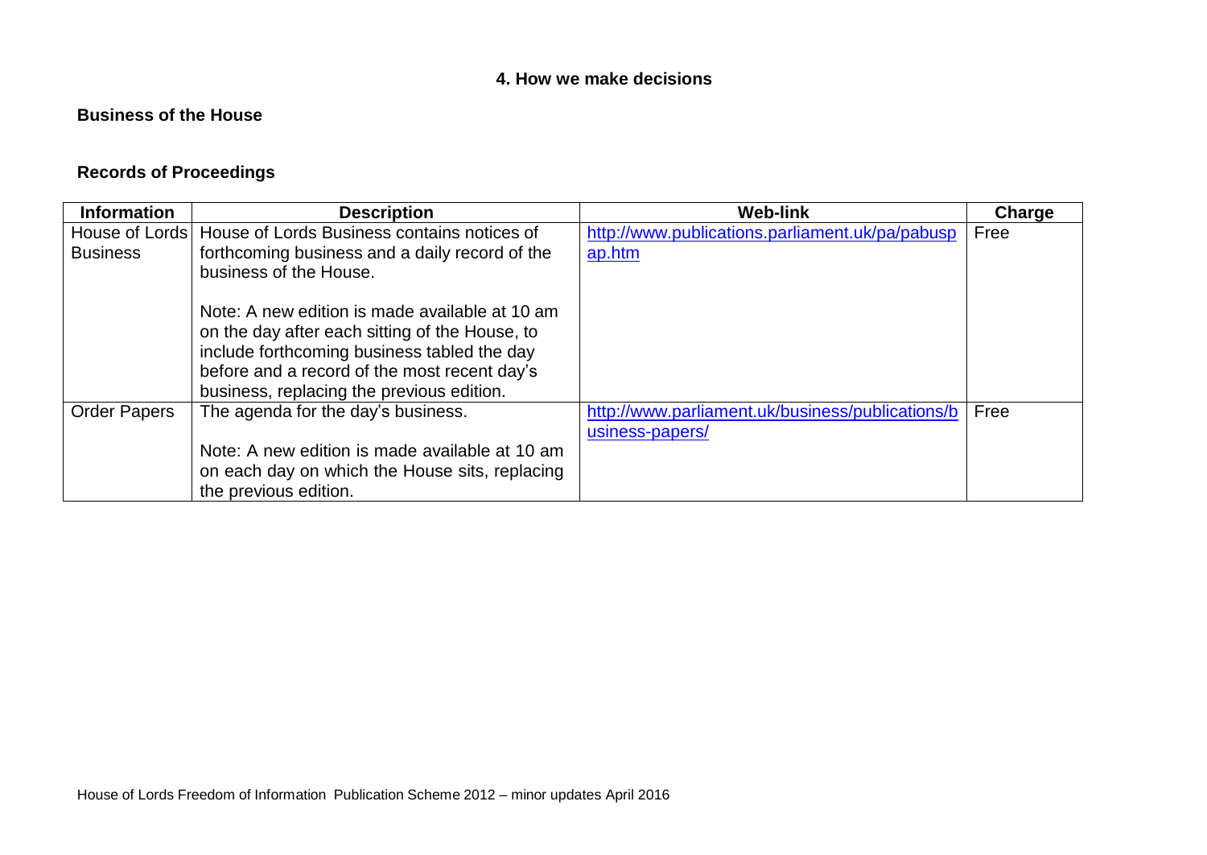## 4. How we make decisions

### Business of the House

### Records of Proceedings

| Information | Description | Web-link | Charge |
| --- | --- | --- | --- |
| House of Lords Business | House of Lords Business contains notices of forthcoming business and a daily record of the business of the House.<br><br>Note: A new edition is made available at 10 am on the day after each sitting of the House, to include forthcoming business tabled the day before and a record of the most recent day's business, replacing the previous edition. | http://www.publications.parliament.uk/pa/pabusp ap.htm | Free |
| Order Papers | The agenda for the day's business.<br><br>Note: A new edition is made available at 10 am on each day on which the House sits, replacing the previous edition. | http://www.parliament.uk/business/publications/b usiness-papers/ | Free |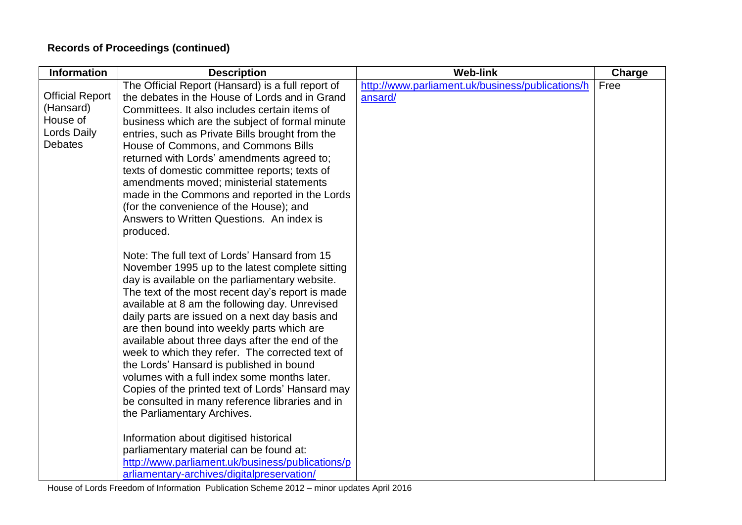## Records of Proceedings (continued)

| Information | Description | Web-link | Charge |
|---|---|---|---|
| Official Report (Hansard) House of Lords Daily Debates | The Official Report (Hansard) is a full report of the debates in the House of Lords and in Grand Committees. It also includes certain items of business which are the subject of formal minute entries, such as Private Bills brought from the House of Commons, and Commons Bills returned with Lords' amendments agreed to; texts of domestic committee reports; texts of amendments moved; ministerial statements made in the Commons and reported in the Lords (for the convenience of the House); and Answers to Written Questions. An index is produced.<br><br>Note: The full text of Lords' Hansard from 15 November 1995 up to the latest complete sitting day is available on the parliamentary website. The text of the most recent day's report is made available at 8 am the following day. Unrevised daily parts are issued on a next day basis and are then bound into weekly parts which are available about three days after the end of the week to which they refer. The corrected text of the Lords' Hansard is published in bound volumes with a full index some months later. Copies of the printed text of Lords' Hansard may be consulted in many reference libraries and in the Parliamentary Archives.<br><br>Information about digitised historical parliamentary material can be found at: http://www.parliament.uk/business/publications/parliamentary-archives/digitalpreservation/ | http://www.parliament.uk/business/publications/hansard/ | Free |

House of Lords Freedom of Information Publication Scheme 2012 – minor updates April 2016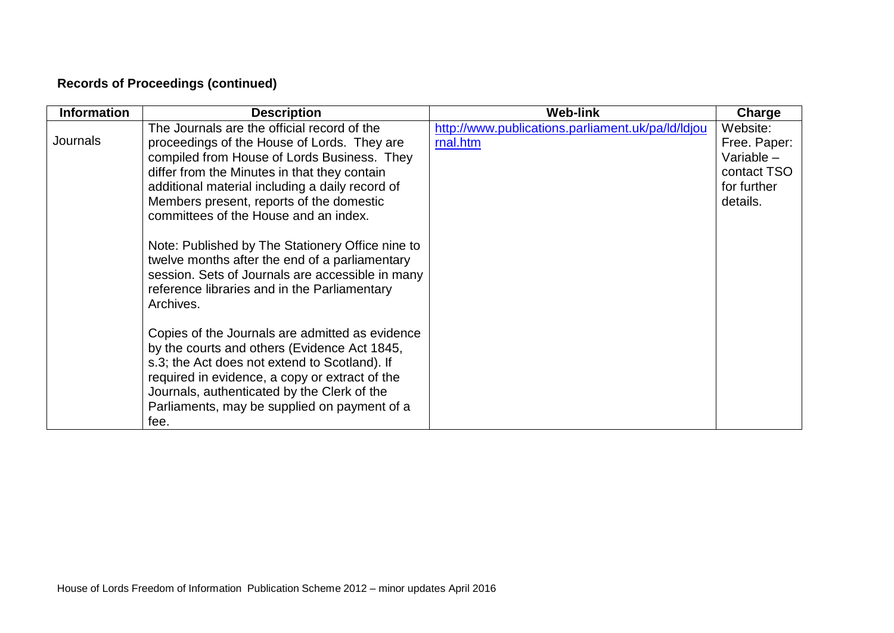### Records of Proceedings (continued)

| Information | Description | Web-link | Charge |
|---|---|---|---|
| Journals | The Journals are the official record of the proceedings of the House of Lords. They are compiled from House of Lords Business. They differ from the Minutes in that they contain additional material including a daily record of Members present, reports of the domestic committees of the House and an index.<br><br>Note: Published by The Stationery Office nine to twelve months after the end of a parliamentary session. Sets of Journals are accessible in many reference libraries and in the Parliamentary Archives.<br><br>Copies of the Journals are admitted as evidence by the courts and others (Evidence Act 1845, s.3; the Act does not extend to Scotland). If required in evidence, a copy or extract of the Journals, authenticated by the Clerk of the Parliaments, may be supplied on payment of a fee. | http://www.publications.parliament.uk/pa/ld/ldjournal.htm | Website: Free. Paper: Variable – contact TSO for further details. |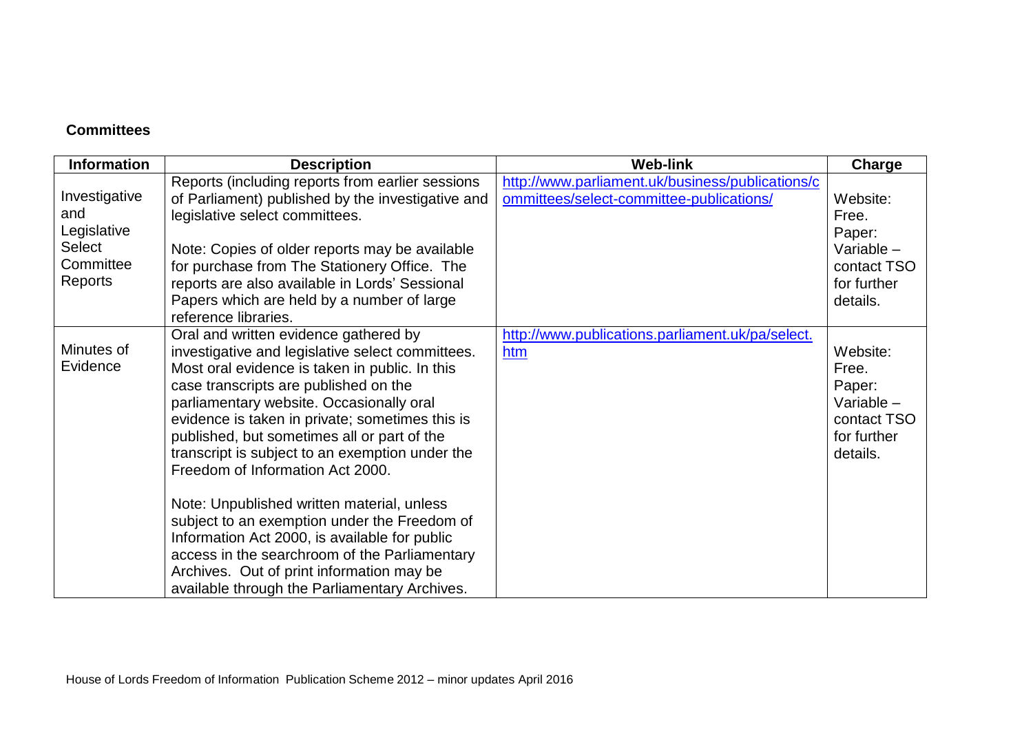**Committees**

| Information | Description | Web-link | Charge |
| --- | --- | --- | --- |
| Investigative and Legislative Select Committee Reports | Reports (including reports from earlier sessions of Parliament) published by the investigative and legislative select committees.<br><br>Note: Copies of older reports may be available for purchase from The Stationery Office. The reports are also available in Lords' Sessional Papers which are held by a number of large reference libraries. | http://www.parliament.uk/business/publications/committees/select-committee-publications/ | Website: Free. Paper: Variable – contact TSO for further details. |
| Minutes of Evidence | Oral and written evidence gathered by investigative and legislative select committees. Most oral evidence is taken in public. In this case transcripts are published on the parliamentary website. Occasionally oral evidence is taken in private; sometimes this is published, but sometimes all or part of the transcript is subject to an exemption under the Freedom of Information Act 2000.<br><br>Note: Unpublished written material, unless subject to an exemption under the Freedom of Information Act 2000, is available for public access in the searchroom of the Parliamentary Archives. Out of print information may be available through the Parliamentary Archives. | http://www.publications.parliament.uk/pa/select.htm | Website: Free. Paper: Variable – contact TSO for further details. |

House of Lords Freedom of Information Publication Scheme 2012 – minor updates April 2016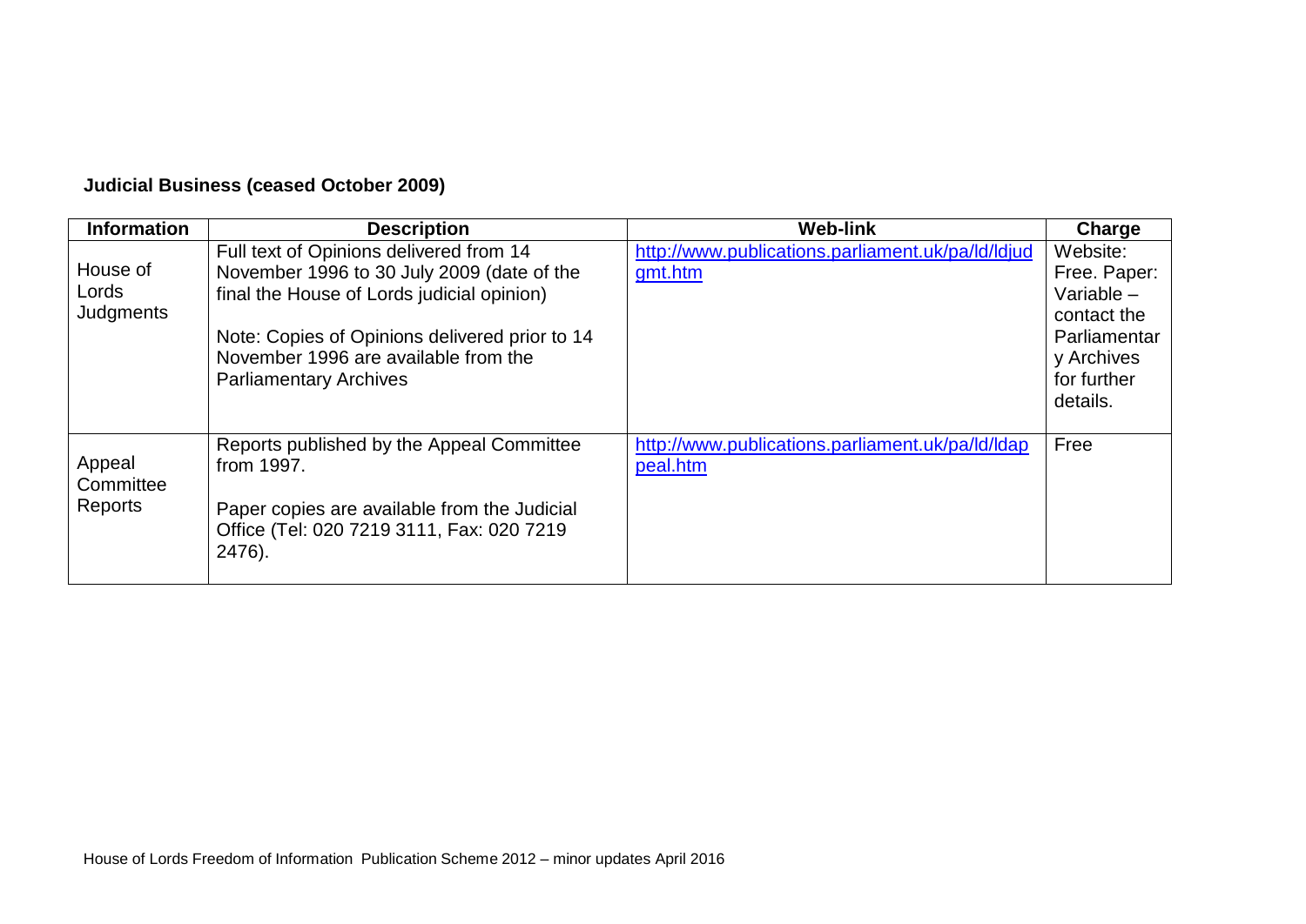**Judicial Business (ceased October 2009)**

| Information | Description | Web-link | Charge |
|---|---|---|---|
| House of Lords Judgments | Full text of Opinions delivered from 14 November 1996 to 30 July 2009 (date of the final the House of Lords judicial opinion)<br><br>Note: Copies of Opinions delivered prior to 14 November 1996 are available from the Parliamentary Archives | http://www.publications.parliament.uk/pa/ld/ldjudgmt.htm | Website: Free. Paper: Variable – contact the Parliamentary Archives for further details. |
| Appeal Committee Reports | Reports published by the Appeal Committee from 1997.<br><br>Paper copies are available from the Judicial Office (Tel: 020 7219 3111, Fax: 020 7219 2476). | http://www.publications.parliament.uk/pa/ld/ldappeal.htm | Free |

House of Lords Freedom of Information Publication Scheme 2012 – minor updates April 2016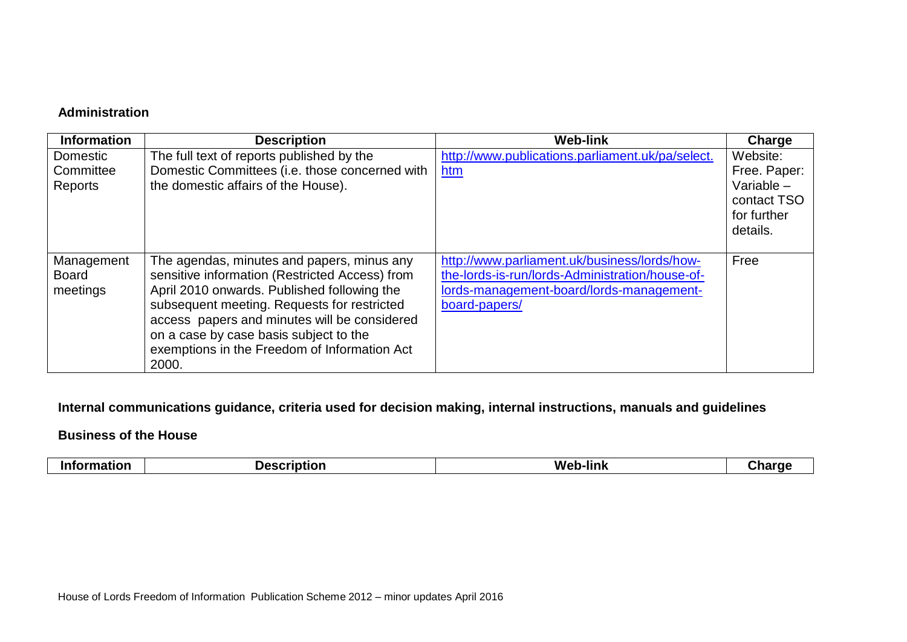**Administration**

| Information | Description | Web-link | Charge |
|---|---|---|---|
| Domestic Committee Reports | The full text of reports published by the Domestic Committees (i.e. those concerned with the domestic affairs of the House). | http://www.publications.parliament.uk/pa/select.htm | Website: Free. Paper: Variable – contact TSO for further details. |
| Management Board meetings | The agendas, minutes and papers, minus any sensitive information (Restricted Access) from April 2010 onwards. Published following the subsequent meeting. Requests for restricted access papers and minutes will be considered on a case by case basis subject to the exemptions in the Freedom of Information Act 2000. | http://www.parliament.uk/business/lords/how-the-lords-is-run/lords-Administration/house-of-lords-management-board/lords-management-board-papers/ | Free |

**Internal communications guidance, criteria used for decision making, internal instructions, manuals and guidelines**

**Business of the House**

| Information | Description | Web-link | Charge |
|---|---|---|---|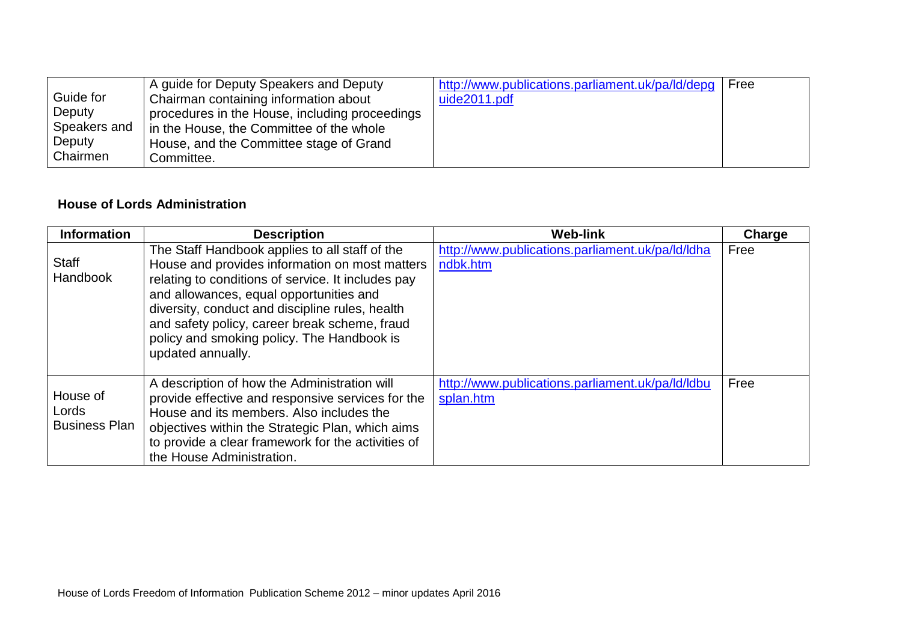| | | | |
|---|---|---|---|
| Guide for Deputy Speakers and Deputy Chairmen | A guide for Deputy Speakers and Deputy Chairman containing information about procedures in the House, including proceedings in the House, the Committee of the whole House, and the Committee stage of Grand Committee. | http://www.publications.parliament.uk/pa/ld/depguide2011.pdf | Free |

**House of Lords Administration**

| Information | Description | Web-link | Charge |
|---|---|---|---|
| Staff Handbook | The Staff Handbook applies to all staff of the House and provides information on most matters relating to conditions of service. It includes pay and allowances, equal opportunities and diversity, conduct and discipline rules, health and safety policy, career break scheme, fraud policy and smoking policy. The Handbook is updated annually. | http://www.publications.parliament.uk/pa/ld/ldhandbk.htm | Free |
| House of Lords Business Plan | A description of how the Administration will provide effective and responsive services for the House and its members. Also includes the objectives within the Strategic Plan, which aims to provide a clear framework for the activities of the House Administration. | http://www.publications.parliament.uk/pa/ld/ldbusplan.htm | Free |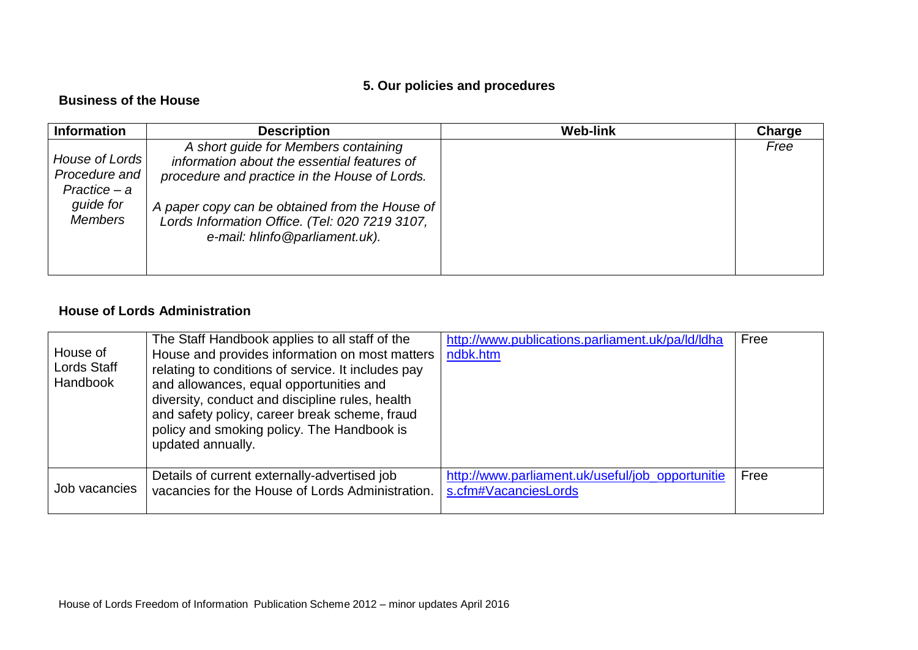## 5. Our policies and procedures

### Business of the House

| Information | Description | Web-link | Charge |
|---|---|---|---|
| *House of Lords Procedure and Practice – a guide for Members* | *A short guide for Members containing information about the essential features of procedure and practice in the House of Lords.*<br><br>*A paper copy can be obtained from the House of Lords Information Office. (Tel: 020 7219 3107, e-mail: hlinfo@parliament.uk).* | | *Free* |

### House of Lords Administration

| | | | |
|---|---|---|---|
| House of Lords Staff Handbook | The Staff Handbook applies to all staff of the House and provides information on most matters relating to conditions of service. It includes pay and allowances, equal opportunities and diversity, conduct and discipline rules, health and safety policy, career break scheme, fraud policy and smoking policy. The Handbook is updated annually. | http://www.publications.parliament.uk/pa/ld/ldhandbk.htm | Free |
| Job vacancies | Details of current externally-advertised job vacancies for the House of Lords Administration. | http://www.parliament.uk/useful/job_opportunities.cfm#VacanciesLords | Free |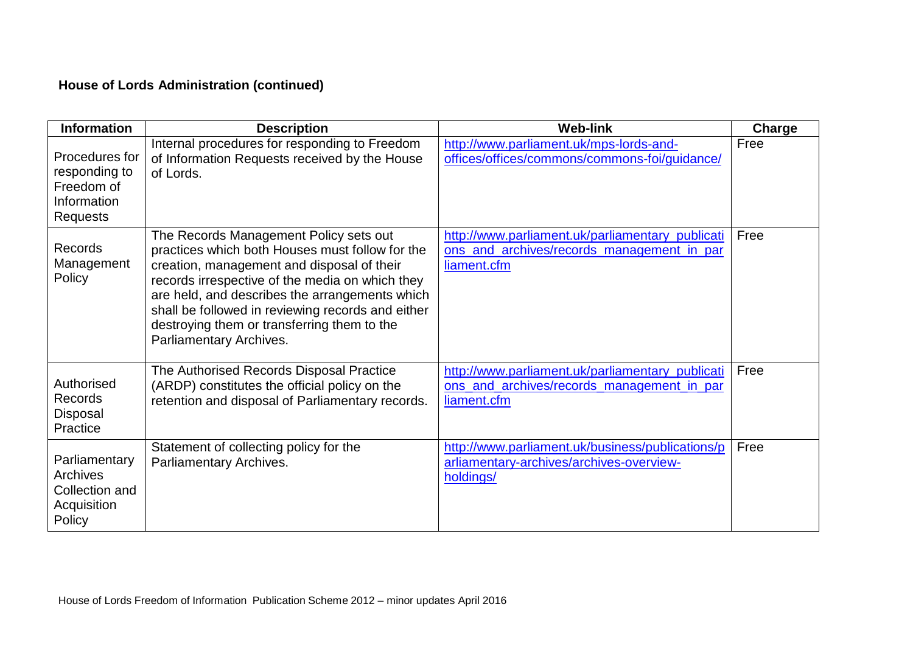**House of Lords Administration (continued)**

| Information | Description | Web-link | Charge |
|---|---|---|---|
| Procedures for responding to Freedom of Information Requests | Internal procedures for responding to Freedom of Information Requests received by the House of Lords. | http://www.parliament.uk/mps-lords-and-offices/offices/commons/commons-foi/guidance/ | Free |
| Records Management Policy | The Records Management Policy sets out practices which both Houses must follow for the creation, management and disposal of their records irrespective of the media on which they are held, and describes the arrangements which shall be followed in reviewing records and either destroying them or transferring them to the Parliamentary Archives. | http://www.parliament.uk/parliamentary_publications_and_archives/records_management_in_parliament.cfm | Free |
| Authorised Records Disposal Practice | The Authorised Records Disposal Practice (ARDP) constitutes the official policy on the retention and disposal of Parliamentary records. | http://www.parliament.uk/parliamentary_publications_and_archives/records_management_in_parliament.cfm | Free |
| Parliamentary Archives Collection and Acquisition Policy | Statement of collecting policy for the Parliamentary Archives. | http://www.parliament.uk/business/publications/parliamentary-archives/archives-overview-holdings/ | Free |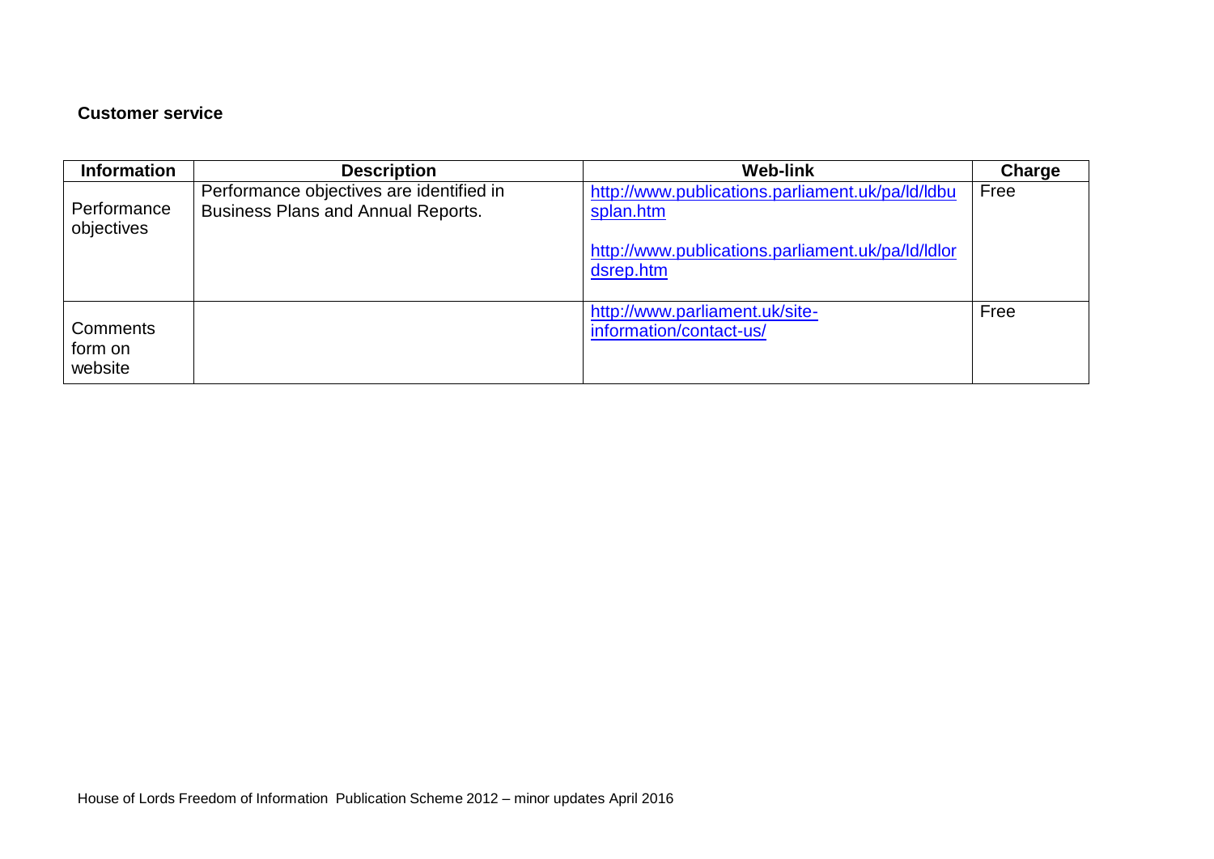**Customer service**

| Information | Description | Web-link | Charge |
| --- | --- | --- | --- |
| Performance objectives | Performance objectives are identified in Business Plans and Annual Reports. | http://www.publications.parliament.uk/pa/ld/ldbusplan.htm<br><br>http://www.publications.parliament.uk/pa/ld/ldlordsrep.htm | Free |
| Comments form on website | | http://www.parliament.uk/site-information/contact-us/ | Free |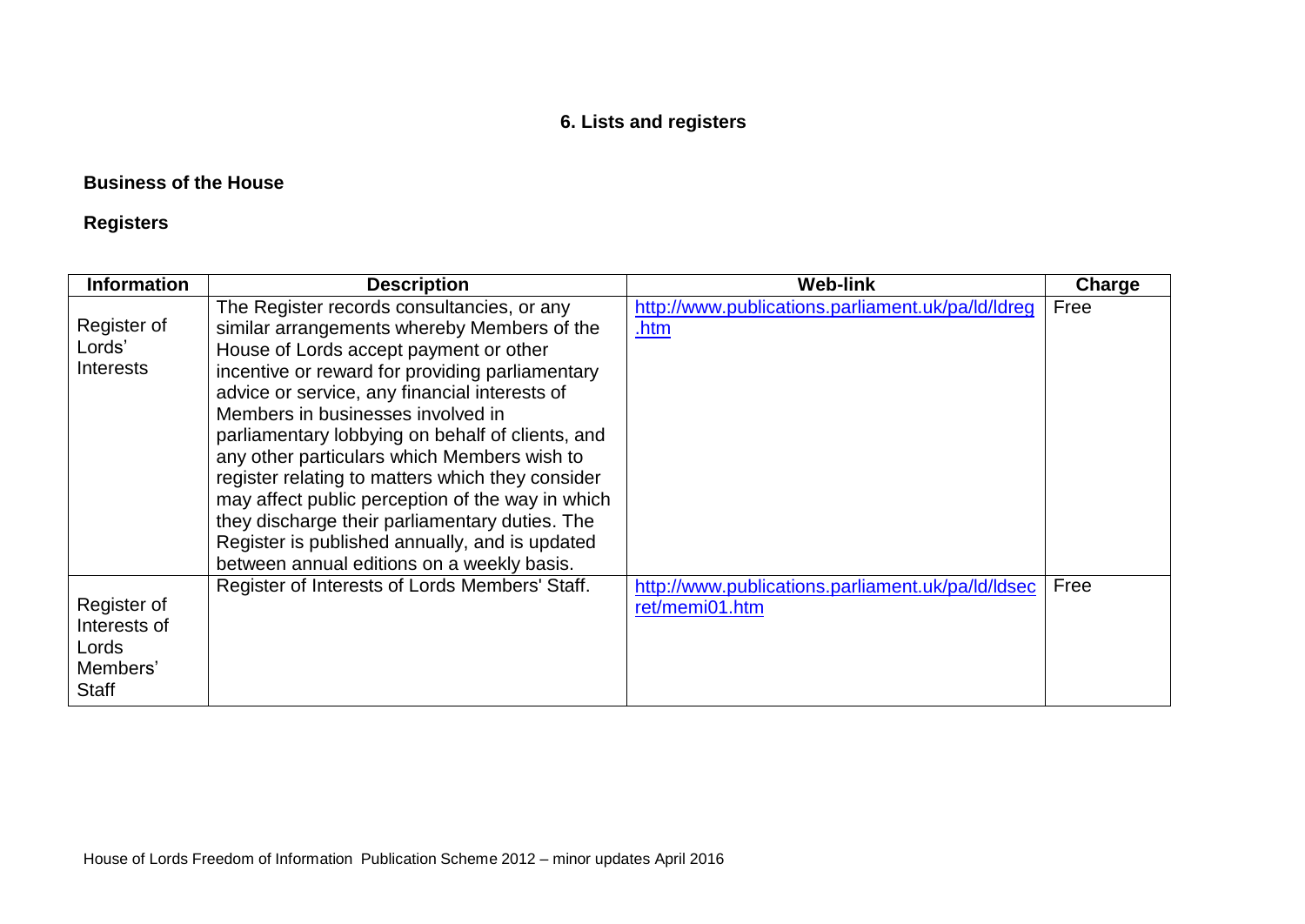## 6. Lists and registers

### Business of the House

### Registers

| Information | Description | Web-link | Charge |
|---|---|---|---|
| Register of Lords' Interests | The Register records consultancies, or any similar arrangements whereby Members of the House of Lords accept payment or other incentive or reward for providing parliamentary advice or service, any financial interests of Members in businesses involved in parliamentary lobbying on behalf of clients, and any other particulars which Members wish to register relating to matters which they consider may affect public perception of the way in which they discharge their parliamentary duties. The Register is published annually, and is updated between annual editions on a weekly basis. | http://www.publications.parliament.uk/pa/ld/ldreg.htm | Free |
| Register of Interests of Lords Members' Staff | Register of Interests of Lords Members' Staff. | http://www.publications.parliament.uk/pa/ld/ldsecret/memi01.htm | Free |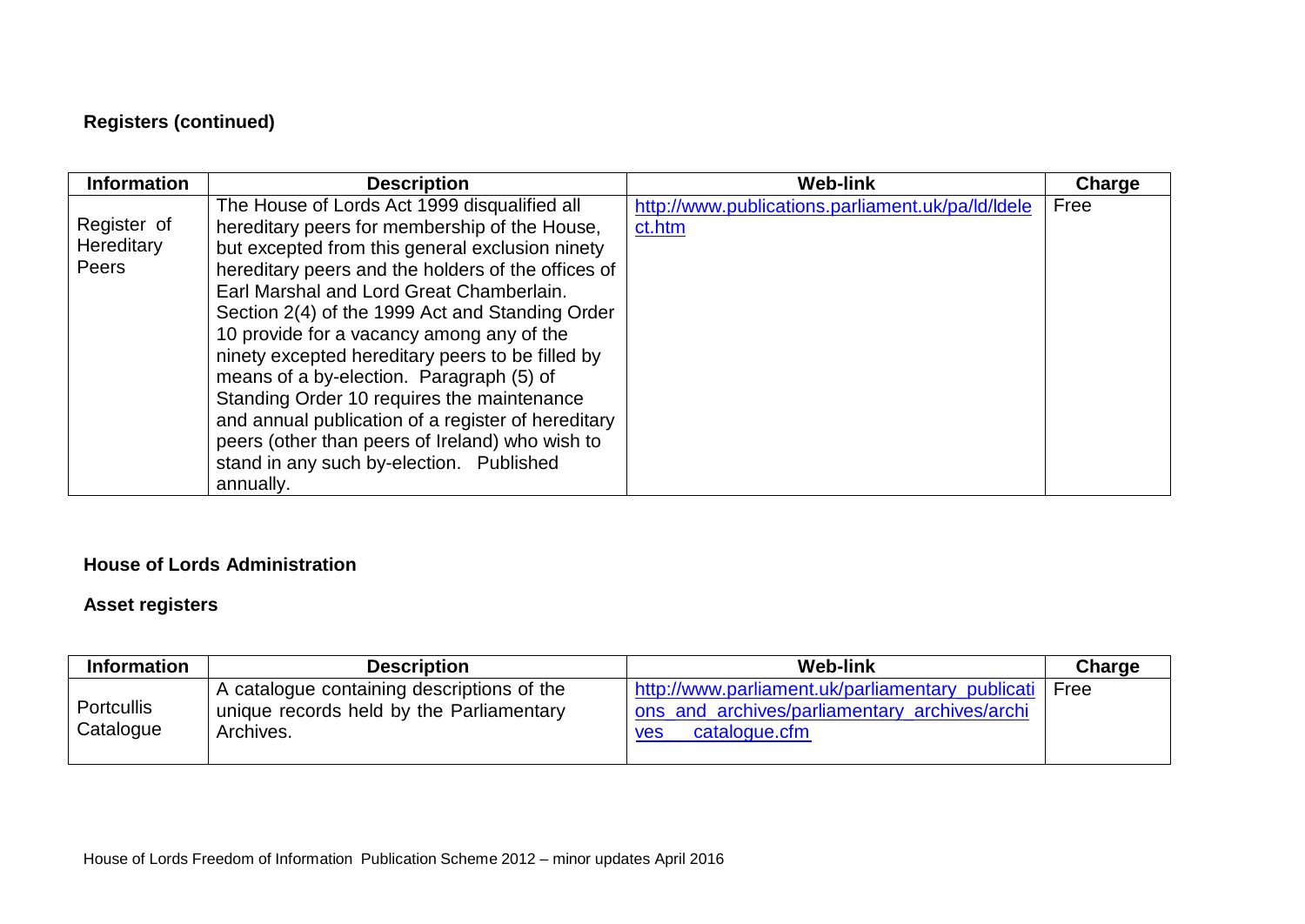**Registers (continued)**

| Information | Description | Web-link | Charge |
| --- | --- | --- | --- |
| Register of Hereditary Peers | The House of Lords Act 1999 disqualified all hereditary peers for membership of the House, but excepted from this general exclusion ninety hereditary peers and the holders of the offices of Earl Marshal and Lord Great Chamberlain. Section 2(4) of the 1999 Act and Standing Order 10 provide for a vacancy among any of the ninety excepted hereditary peers to be filled by means of a by-election. Paragraph (5) of Standing Order 10 requires the maintenance and annual publication of a register of hereditary peers (other than peers of Ireland) who wish to stand in any such by-election. Published annually. | http://www.publications.parliament.uk/pa/ld/ldelect.htm | Free |

**House of Lords Administration**

**Asset registers**

| Information | Description | Web-link | Charge |
| --- | --- | --- | --- |
| Portcullis Catalogue | A catalogue containing descriptions of the unique records held by the Parliamentary Archives. | http://www.parliament.uk/parliamentary_publications_and_archives/parliamentary_archives/archives__catalogue.cfm | Free |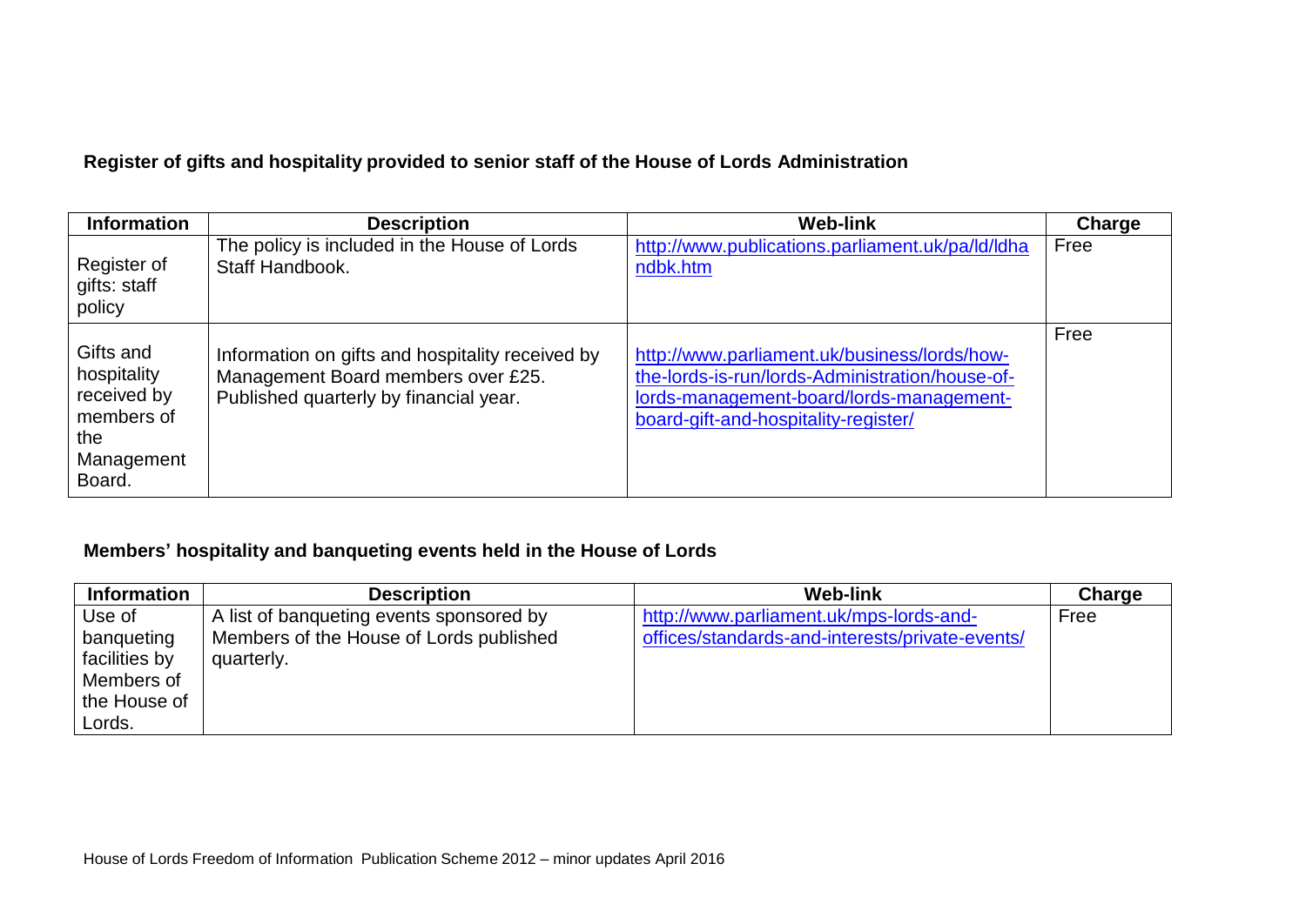**Register of gifts and hospitality provided to senior staff of the House of Lords Administration**

| Information | Description | Web-link | Charge |
|---|---|---|---|
| Register of gifts: staff policy | The policy is included in the House of Lords Staff Handbook. | http://www.publications.parliament.uk/pa/ld/ldhandbk.htm | Free |
| Gifts and hospitality received by members of the Management Board. | Information on gifts and hospitality received by Management Board members over £25. Published quarterly by financial year. | http://www.parliament.uk/business/lords/how-the-lords-is-run/lords-Administration/house-of-lords-management-board/lords-management-board-gift-and-hospitality-register/ | Free |

**Members' hospitality and banqueting events held in the House of Lords**

| Information | Description | Web-link | Charge |
|---|---|---|---|
| Use of banqueting facilities by Members of the House of Lords. | A list of banqueting events sponsored by Members of the House of Lords published quarterly. | http://www.parliament.uk/mps-lords-and-offices/standards-and-interests/private-events/ | Free |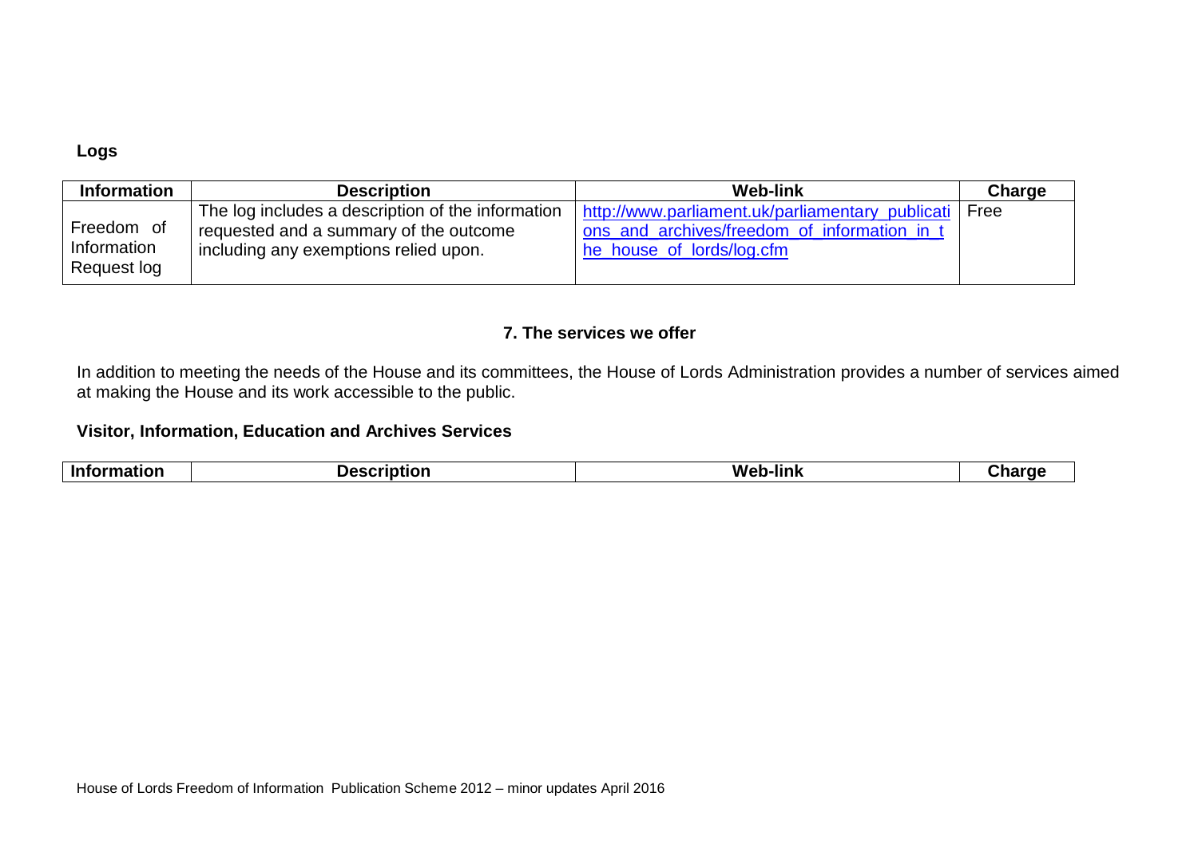**Logs**

| Information | Description | Web-link | Charge |
|---|---|---|---|
| Freedom of Information Request log | The log includes a description of the information requested and a summary of the outcome including any exemptions relied upon. | http://www.parliament.uk/parliamentary_publications_and_archives/freedom_of_information_in_the_house_of_lords/log.cfm | Free |

## 7. The services we offer

In addition to meeting the needs of the House and its committees, the House of Lords Administration provides a number of services aimed at making the House and its work accessible to the public.

**Visitor, Information, Education and Archives Services**

| Information | Description | Web-link | Charge |
|---|---|---|---|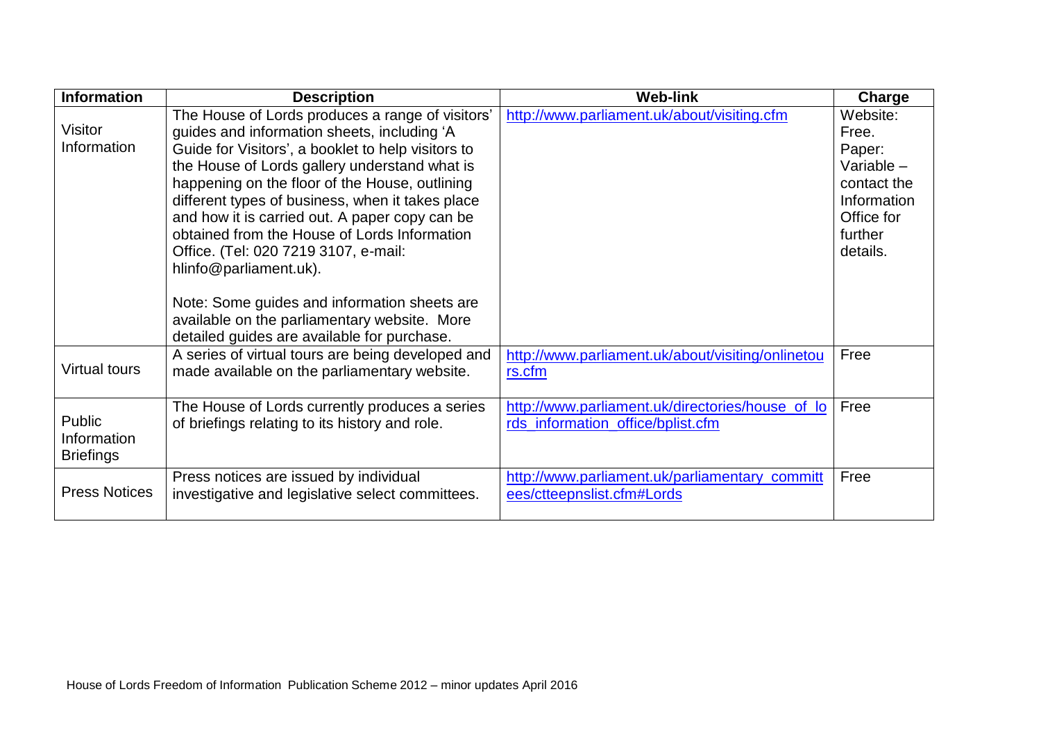| Information | Description | Web-link | Charge |
|---|---|---|---|
| Visitor Information | The House of Lords produces a range of visitors' guides and information sheets, including 'A Guide for Visitors', a booklet to help visitors to the House of Lords gallery understand what is happening on the floor of the House, outlining different types of business, when it takes place and how it is carried out. A paper copy can be obtained from the House of Lords Information Office. (Tel: 020 7219 3107, e-mail: hlinfo@parliament.uk).<br><br>Note: Some guides and information sheets are available on the parliamentary website. More detailed guides are available for purchase. | http://www.parliament.uk/about/visiting.cfm | Website: Free.<br>Paper: Variable – contact the Information Office for further details. |
| Virtual tours | A series of virtual tours are being developed and made available on the parliamentary website. | http://www.parliament.uk/about/visiting/onlinetours.cfm | Free |
| Public Information Briefings | The House of Lords currently produces a series of briefings relating to its history and role. | http://www.parliament.uk/directories/house_of_lords_information_office/bplist.cfm | Free |
| Press Notices | Press notices are issued by individual investigative and legislative select committees. | http://www.parliament.uk/parliamentary_committees/ctteepnslist.cfm#Lords | Free |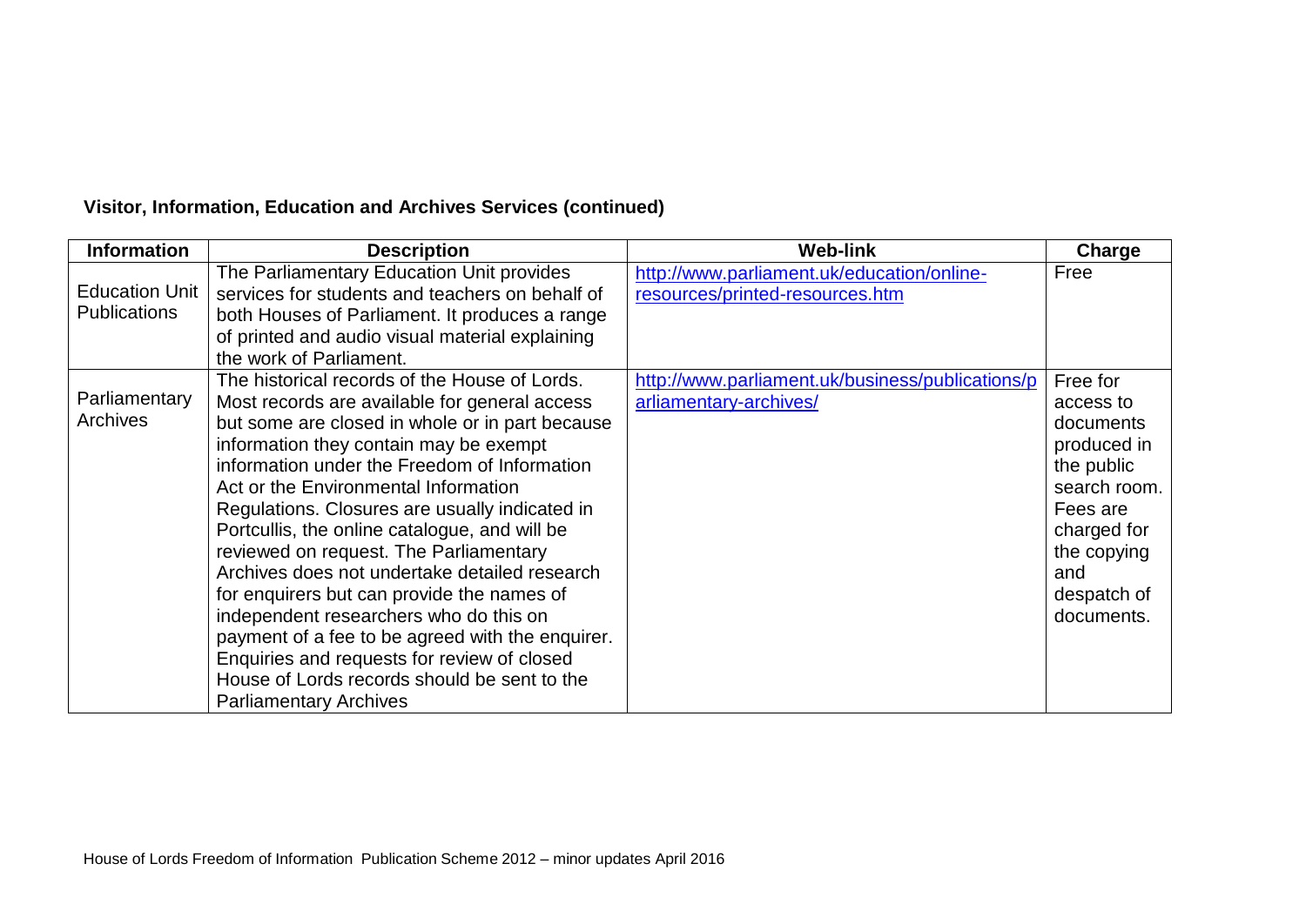**Visitor, Information, Education and Archives Services (continued)**

| Information | Description | Web-link | Charge |
|---|---|---|---|
| Education Unit Publications | The Parliamentary Education Unit provides services for students and teachers on behalf of both Houses of Parliament. It produces a range of printed and audio visual material explaining the work of Parliament. | http://www.parliament.uk/education/online-resources/printed-resources.htm | Free |
| Parliamentary Archives | The historical records of the House of Lords. Most records are available for general access but some are closed in whole or in part because information they contain may be exempt information under the Freedom of Information Act or the Environmental Information Regulations. Closures are usually indicated in Portcullis, the online catalogue, and will be reviewed on request. The Parliamentary Archives does not undertake detailed research for enquirers but can provide the names of independent researchers who do this on payment of a fee to be agreed with the enquirer. Enquiries and requests for review of closed House of Lords records should be sent to the Parliamentary Archives | http://www.parliament.uk/business/publications/parliamentary-archives/ | Free for access to documents produced in the public search room. Fees are charged for the copying and despatch of documents. |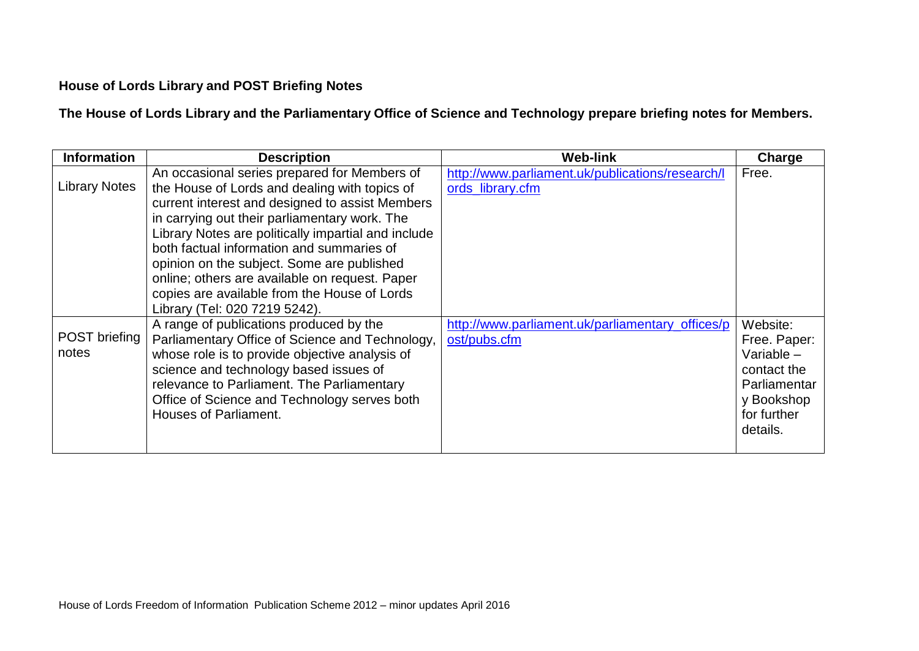**House of Lords Library and POST Briefing Notes**

**The House of Lords Library and the Parliamentary Office of Science and Technology prepare briefing notes for Members.**

| Information | Description | Web-link | Charge |
|---|---|---|---|
| Library Notes | An occasional series prepared for Members of the House of Lords and dealing with topics of current interest and designed to assist Members in carrying out their parliamentary work. The Library Notes are politically impartial and include both factual information and summaries of opinion on the subject. Some are published online; others are available on request. Paper copies are available from the House of Lords Library (Tel: 020 7219 5242). | http://www.parliament.uk/publications/research/lords_library.cfm | Free. |
| POST briefing notes | A range of publications produced by the Parliamentary Office of Science and Technology, whose role is to provide objective analysis of science and technology based issues of relevance to Parliament. The Parliamentary Office of Science and Technology serves both Houses of Parliament. | http://www.parliament.uk/parliamentary_offices/post/pubs.cfm | Website: Free. Paper: Variable – contact the Parliamentary Bookshop for further details. |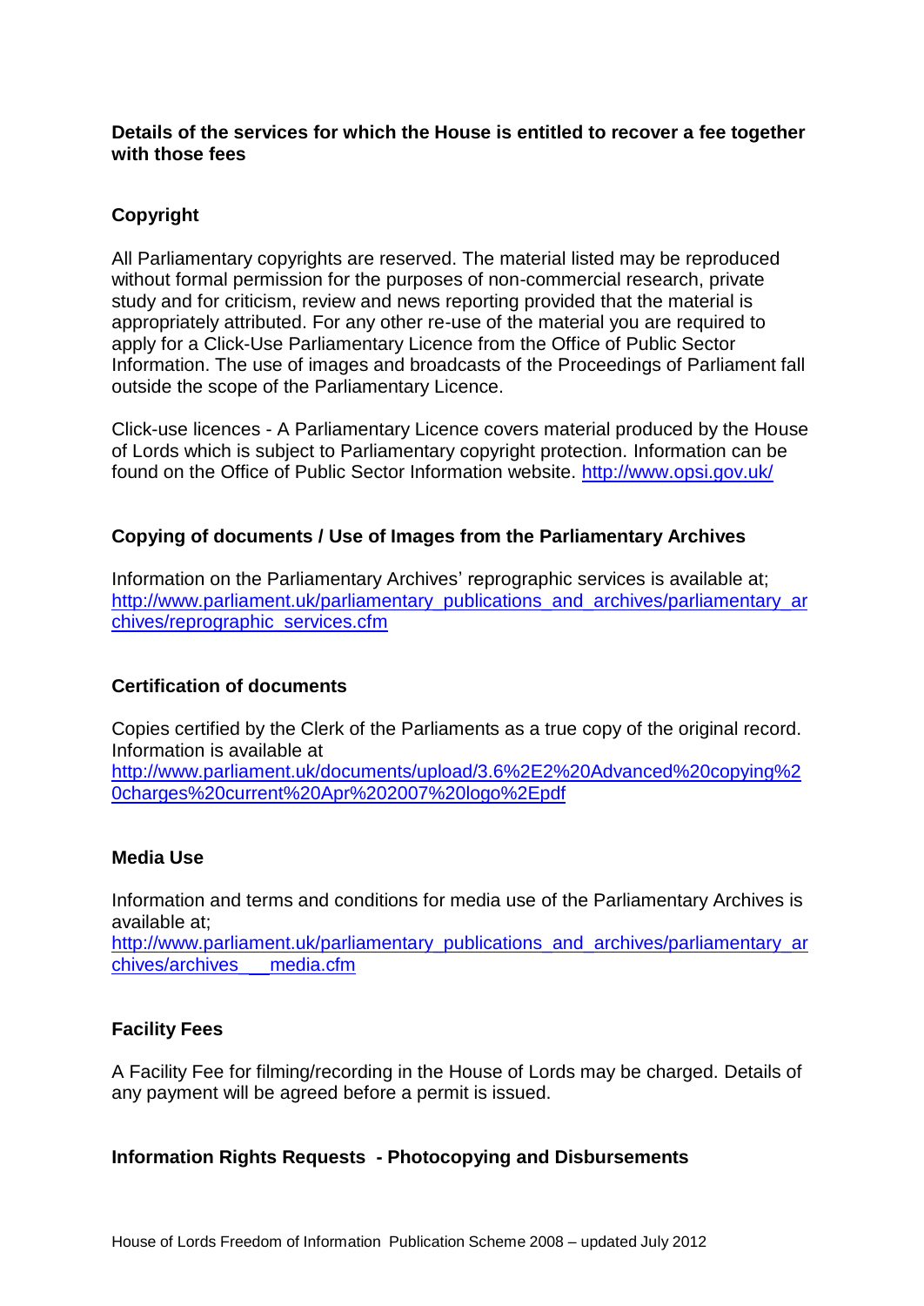**Details of the services for which the House is entitled to recover a fee together with those fees**

**Copyright**

All Parliamentary copyrights are reserved. The material listed may be reproduced without formal permission for the purposes of non-commercial research, private study and for criticism, review and news reporting provided that the material is appropriately attributed. For any other re-use of the material you are required to apply for a Click-Use Parliamentary Licence from the Office of Public Sector Information. The use of images and broadcasts of the Proceedings of Parliament fall outside the scope of the Parliamentary Licence.

Click-use licences - A Parliamentary Licence covers material produced by the House of Lords which is subject to Parliamentary copyright protection. Information can be found on the Office of Public Sector Information website. http://www.opsi.gov.uk/

**Copying of documents / Use of Images from the Parliamentary Archives**

Information on the Parliamentary Archives' reprographic services is available at; http://www.parliament.uk/parliamentary_publications_and_archives/parliamentary_archives/reprographic_services.cfm

**Certification of documents**

Copies certified by the Clerk of the Parliaments as a true copy of the original record. Information is available at http://www.parliament.uk/documents/upload/3.6%2E2%20Advanced%20copying%20charges%20current%20Apr%202007%20logo%2Epdf

**Media Use**

Information and terms and conditions for media use of the Parliamentary Archives is available at; http://www.parliament.uk/parliamentary_publications_and_archives/parliamentary_archives/archives___media.cfm

**Facility Fees**

A Facility Fee for filming/recording in the House of Lords may be charged. Details of any payment will be agreed before a permit is issued.

**Information Rights Requests - Photocopying and Disbursements**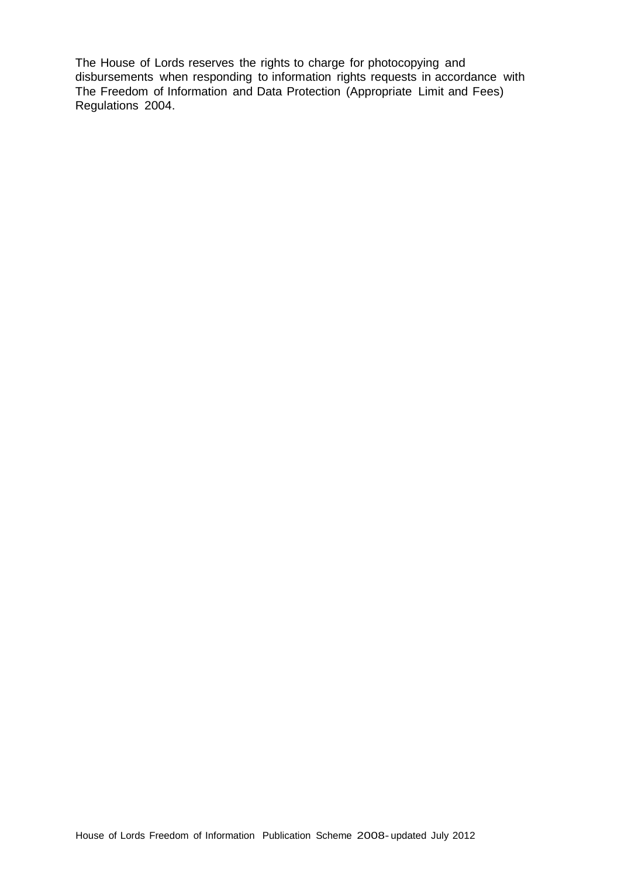The House of Lords reserves the rights to charge for photocopying and disbursements when responding to information rights requests in accordance with The Freedom of Information and Data Protection (Appropriate Limit and Fees) Regulations 2004.